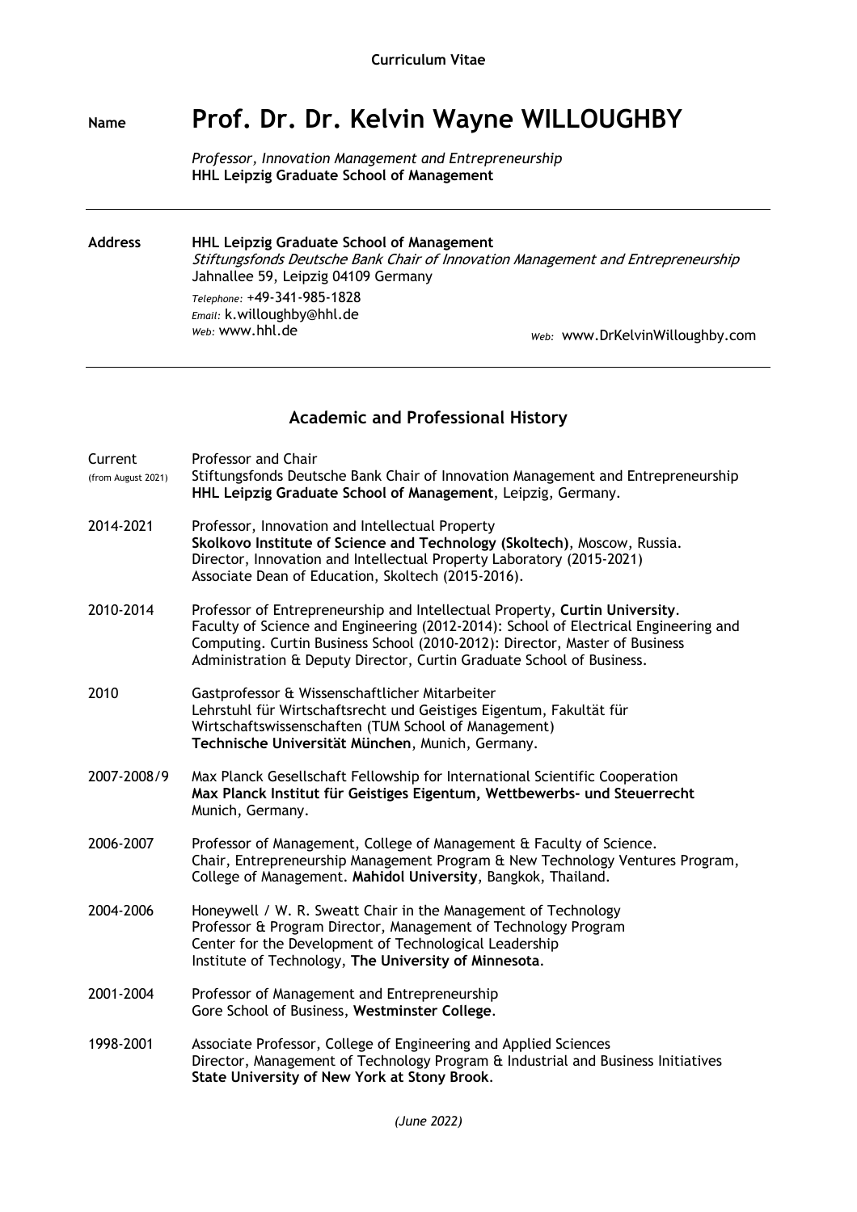**Curriculum Vitae**

**Name**

# Prof. Dr. Dr. Kelvin Wayne WILLOUGHBY

*Professor, Innovation Management and Entrepreneurship*
**HHL Leipzig Graduate School of Management**

---

**Address**

**HHL Leipzig Graduate School of Management**
*Stiftungsfonds Deutsche Bank Chair of Innovation Management and Entrepreneurship*
Jahnallee 59, Leipzig 04109 Germany

*Telephone:* +49-341-985-1828
*Email:* k.willoughby@hhl.de
*Web:* www.hhl.de

*Web:* www.DrKelvinWilloughby.com

---

## Academic and Professional History

**Current** (from August 2021)
Professor and Chair
Stiftungsfonds Deutsche Bank Chair of Innovation Management and Entrepreneurship
**HHL Leipzig Graduate School of Management**, Leipzig, Germany.

**2014-2021**
Professor, Innovation and Intellectual Property
**Skolkovo Institute of Science and Technology (Skoltech)**, Moscow, Russia.
Director, Innovation and Intellectual Property Laboratory (2015-2021)
Associate Dean of Education, Skoltech (2015-2016).

**2010-2014**
Professor of Entrepreneurship and Intellectual Property, **Curtin University**.
Faculty of Science and Engineering (2012-2014): School of Electrical Engineering and Computing. Curtin Business School (2010-2012): Director, Master of Business Administration & Deputy Director, Curtin Graduate School of Business.

**2010**
Gastprofessor & Wissenschaftlicher Mitarbeiter
Lehrstuhl für Wirtschaftsrecht und Geistiges Eigentum, Fakultät für Wirtschaftswissenschaften (TUM School of Management)
**Technische Universität München**, Munich, Germany.

**2007-2008/9**
Max Planck Gesellschaft Fellowship for International Scientific Cooperation
**Max Planck Institut für Geistiges Eigentum, Wettbewerbs- und Steuerrecht**
Munich, Germany.

**2006-2007**
Professor of Management, College of Management & Faculty of Science.
Chair, Entrepreneurship Management Program & New Technology Ventures Program, College of Management. **Mahidol University**, Bangkok, Thailand.

**2004-2006**
Honeywell / W. R. Sweatt Chair in the Management of Technology
Professor & Program Director, Management of Technology Program
Center for the Development of Technological Leadership
Institute of Technology, **The University of Minnesota**.

**2001-2004**
Professor of Management and Entrepreneurship
Gore School of Business, **Westminster College**.

**1998-2001**
Associate Professor, College of Engineering and Applied Sciences
Director, Management of Technology Program & Industrial and Business Initiatives
**State University of New York at Stony Brook**.

*(June 2022)*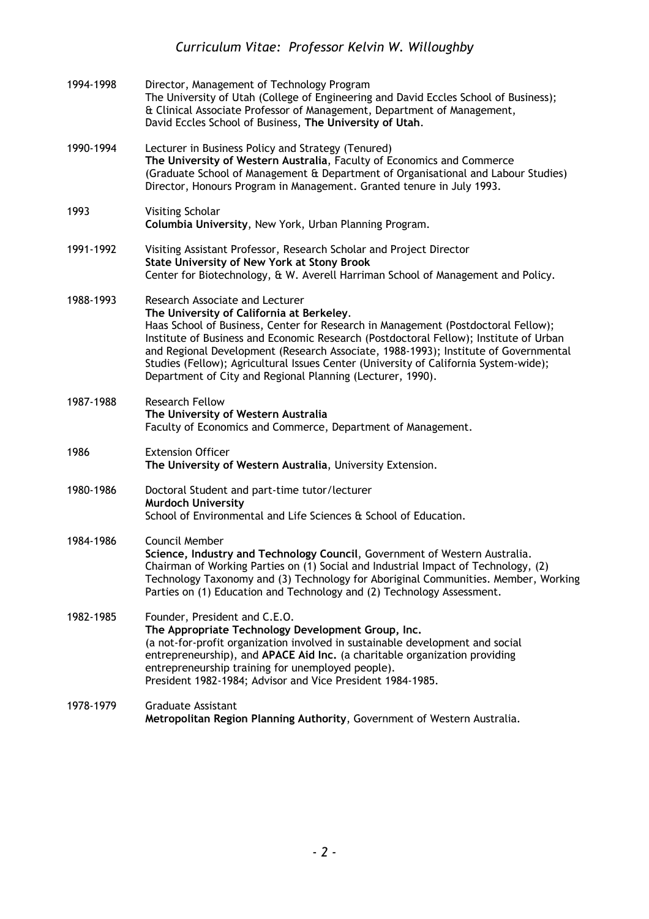1994-1998 Director, Management of Technology Program
The University of Utah (College of Engineering and David Eccles School of Business);
& Clinical Associate Professor of Management, Department of Management,
David Eccles School of Business, **The University of Utah**.

1990-1994 Lecturer in Business Policy and Strategy (Tenured)
**The University of Western Australia**, Faculty of Economics and Commerce
(Graduate School of Management & Department of Organisational and Labour Studies)
Director, Honours Program in Management. Granted tenure in July 1993.

1993 Visiting Scholar
**Columbia University**, New York, Urban Planning Program.

1991-1992 Visiting Assistant Professor, Research Scholar and Project Director
**State University of New York at Stony Brook**
Center for Biotechnology, & W. Averell Harriman School of Management and Policy.

1988-1993 Research Associate and Lecturer
**The University of California at Berkeley**.
Haas School of Business, Center for Research in Management (Postdoctoral Fellow);
Institute of Business and Economic Research (Postdoctoral Fellow); Institute of Urban and Regional Development (Research Associate, 1988-1993); Institute of Governmental Studies (Fellow); Agricultural Issues Center (University of California System-wide); Department of City and Regional Planning (Lecturer, 1990).

1987-1988 Research Fellow
**The University of Western Australia**
Faculty of Economics and Commerce, Department of Management.

1986 Extension Officer
**The University of Western Australia**, University Extension.

1980-1986 Doctoral Student and part-time tutor/lecturer
**Murdoch University**
School of Environmental and Life Sciences & School of Education.

1984-1986 Council Member
**Science, Industry and Technology Council**, Government of Western Australia.
Chairman of Working Parties on (1) Social and Industrial Impact of Technology, (2) Technology Taxonomy and (3) Technology for Aboriginal Communities. Member, Working Parties on (1) Education and Technology and (2) Technology Assessment.

1982-1985 Founder, President and C.E.O.
**The Appropriate Technology Development Group, Inc.**
(a not-for-profit organization involved in sustainable development and social entrepreneurship), and **APACE Aid Inc.** (a charitable organization providing entrepreneurship training for unemployed people).
President 1982-1984; Advisor and Vice President 1984-1985.

1978-1979 Graduate Assistant
**Metropolitan Region Planning Authority**, Government of Western Australia.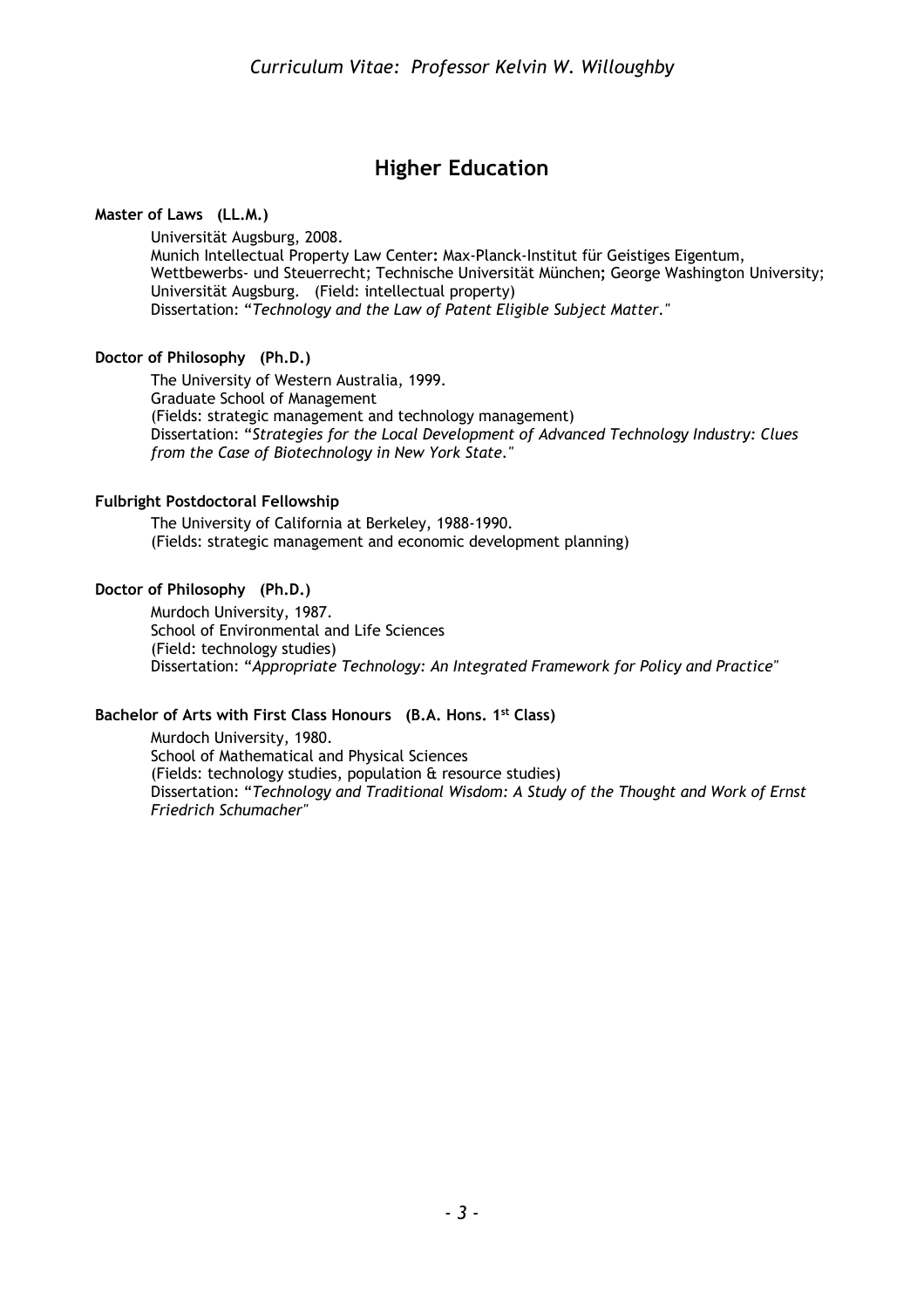## Higher Education

**Master of Laws (LL.M.)**

Universität Augsburg, 2008.
Munich Intellectual Property Law Center**:** Max-Planck-Institut für Geistiges Eigentum, Wettbewerbs- und Steuerrecht; Technische Universität München**;** George Washington University; Universität Augsburg. (Field: intellectual property)
Dissertation: "*Technology and the Law of Patent Eligible Subject Matter."*

**Doctor of Philosophy (Ph.D.)**

The University of Western Australia, 1999.
Graduate School of Management
(Fields: strategic management and technology management)
Dissertation: "*Strategies for the Local Development of Advanced Technology Industry: Clues from the Case of Biotechnology in New York State."*

**Fulbright Postdoctoral Fellowship**

The University of California at Berkeley, 1988-1990.
(Fields: strategic management and economic development planning)

**Doctor of Philosophy (Ph.D.)**

Murdoch University, 1987.
School of Environmental and Life Sciences
(Field: technology studies)
Dissertation: "*Appropriate Technology: An Integrated Framework for Policy and Practice"*

**Bachelor of Arts with First Class Honours (B.A. Hons. 1st Class)**

Murdoch University, 1980.
School of Mathematical and Physical Sciences
(Fields: technology studies, population & resource studies)
Dissertation: "*Technology and Traditional Wisdom: A Study of the Thought and Work of Ernst Friedrich Schumacher"*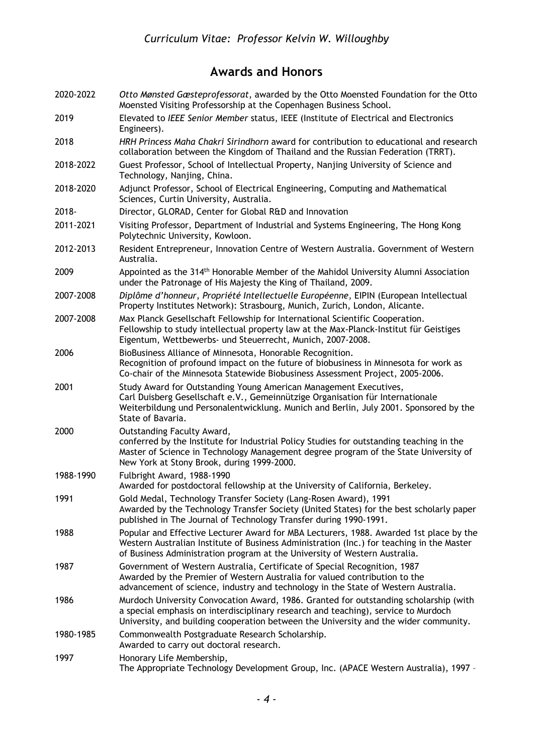## Awards and Honors

| | |
|---|---|
| 2020-2022 | *Otto Mønsted Gæsteprofessorat*, awarded by the Otto Moensted Foundation for the Otto Moensted Visiting Professorship at the Copenhagen Business School. |
| 2019 | Elevated to *IEEE Senior Member* status, IEEE (Institute of Electrical and Electronics Engineers). |
| 2018 | *HRH Princess Maha Chakri Sirindhorn* award for contribution to educational and research collaboration between the Kingdom of Thailand and the Russian Federation (TRRT). |
| 2018-2022 | Guest Professor, School of Intellectual Property, Nanjing University of Science and Technology, Nanjing, China. |
| 2018-2020 | Adjunct Professor, School of Electrical Engineering, Computing and Mathematical Sciences, Curtin University, Australia. |
| 2018- | Director, GLORAD, Center for Global R&D and Innovation |
| 2011-2021 | Visiting Professor, Department of Industrial and Systems Engineering, The Hong Kong Polytechnic University, Kowloon. |
| 2012-2013 | Resident Entrepreneur, Innovation Centre of Western Australia. Government of Western Australia. |
| 2009 | Appointed as the 314th Honorable Member of the Mahidol University Alumni Association under the Patronage of His Majesty the King of Thailand, 2009. |
| 2007-2008 | *Diplôme d'honneur, Propriété Intellectuelle Européenne*, EIPIN (European Intellectual Property Institutes Network): Strasbourg, Munich, Zurich, London, Alicante. |
| 2007-2008 | Max Planck Gesellschaft Fellowship for International Scientific Cooperation. Fellowship to study intellectual property law at the Max-Planck-Institut für Geistiges Eigentum, Wettbewerbs- und Steuerrecht, Munich, 2007-2008. |
| 2006 | BioBusiness Alliance of Minnesota, Honorable Recognition. Recognition of profound impact on the future of biobusiness in Minnesota for work as Co-chair of the Minnesota Statewide Biobusiness Assessment Project, 2005-2006. |
| 2001 | Study Award for Outstanding Young American Management Executives, Carl Duisberg Gesellschaft e.V., Gemeinnützige Organisation für Internationale Weiterbildung und Personalentwicklung. Munich and Berlin, July 2001. Sponsored by the State of Bavaria. |
| 2000 | Outstanding Faculty Award, conferred by the Institute for Industrial Policy Studies for outstanding teaching in the Master of Science in Technology Management degree program of the State University of New York at Stony Brook, during 1999-2000. |
| 1988-1990 | Fulbright Award, 1988-1990 Awarded for postdoctoral fellowship at the University of California, Berkeley. |
| 1991 | Gold Medal, Technology Transfer Society (Lang-Rosen Award), 1991 Awarded by the Technology Transfer Society (United States) for the best scholarly paper published in The Journal of Technology Transfer during 1990-1991. |
| 1988 | Popular and Effective Lecturer Award for MBA Lecturers, 1988. Awarded 1st place by the Western Australian Institute of Business Administration (Inc.) for teaching in the Master of Business Administration program at the University of Western Australia. |
| 1987 | Government of Western Australia, Certificate of Special Recognition, 1987 Awarded by the Premier of Western Australia for valued contribution to the advancement of science, industry and technology in the State of Western Australia. |
| 1986 | Murdoch University Convocation Award, 1986. Granted for outstanding scholarship (with a special emphasis on interdisciplinary research and teaching), service to Murdoch University, and building cooperation between the University and the wider community. |
| 1980-1985 | Commonwealth Postgraduate Research Scholarship. Awarded to carry out doctoral research. |
| 1997 | Honorary Life Membership, The Appropriate Technology Development Group, Inc. (APACE Western Australia), 1997 – |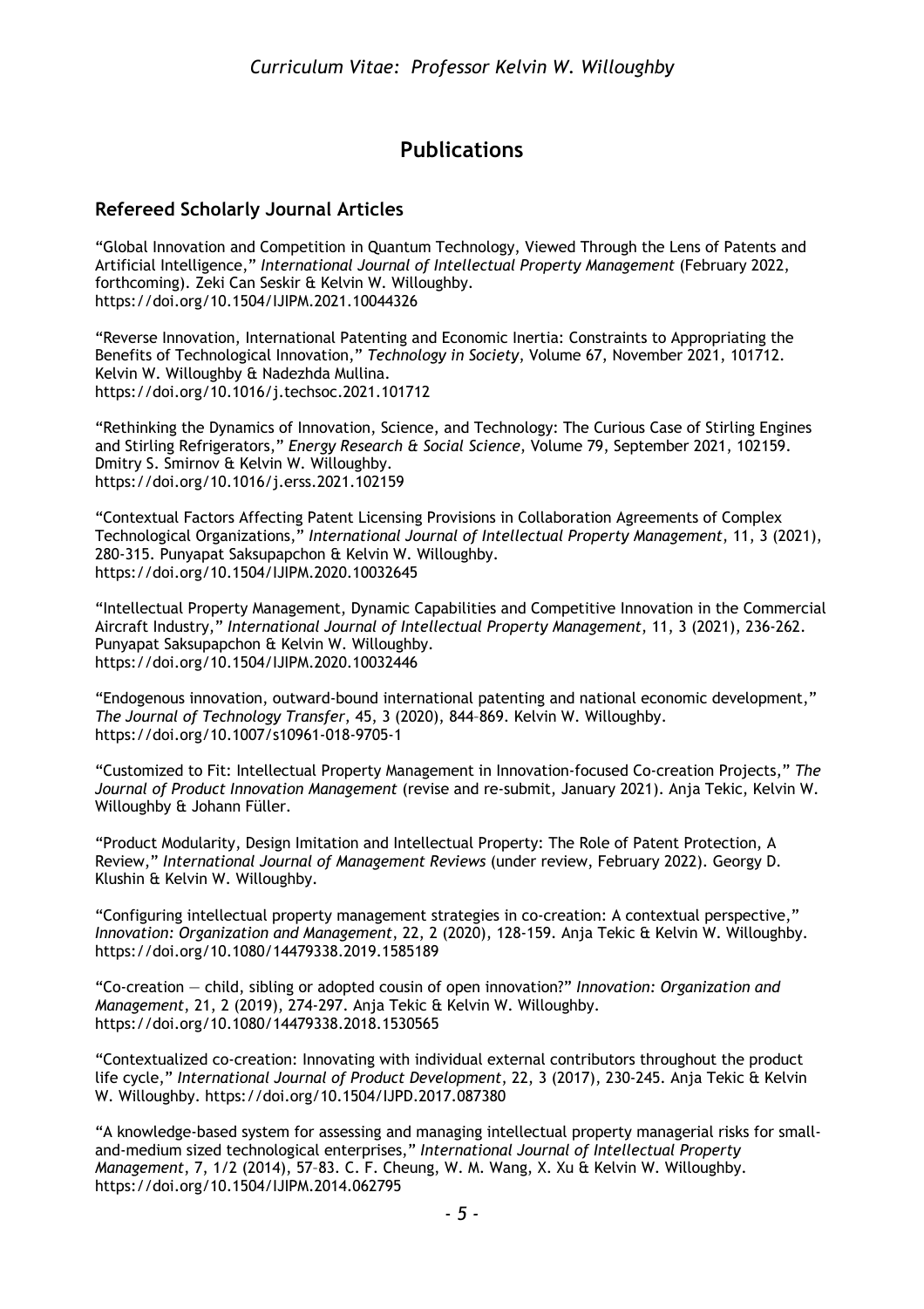# Publications

## Refereed Scholarly Journal Articles

"Global Innovation and Competition in Quantum Technology, Viewed Through the Lens of Patents and Artificial Intelligence," *International Journal of Intellectual Property Management* (February 2022, forthcoming). Zeki Can Seskir & Kelvin W. Willoughby. https://doi.org/10.1504/IJIPM.2021.10044326

"Reverse Innovation, International Patenting and Economic Inertia: Constraints to Appropriating the Benefits of Technological Innovation," *Technology in Society*, Volume 67, November 2021, 101712. Kelvin W. Willoughby & Nadezhda Mullina. https://doi.org/10.1016/j.techsoc.2021.101712

"Rethinking the Dynamics of Innovation, Science, and Technology: The Curious Case of Stirling Engines and Stirling Refrigerators," *Energy Research & Social Science*, Volume 79, September 2021, 102159. Dmitry S. Smirnov & Kelvin W. Willoughby. https://doi.org/10.1016/j.erss.2021.102159

"Contextual Factors Affecting Patent Licensing Provisions in Collaboration Agreements of Complex Technological Organizations," *International Journal of Intellectual Property Management*, 11, 3 (2021), 280-315. Punyapat Saksupapchon & Kelvin W. Willoughby. https://doi.org/10.1504/IJIPM.2020.10032645

"Intellectual Property Management, Dynamic Capabilities and Competitive Innovation in the Commercial Aircraft Industry," *International Journal of Intellectual Property Management*, 11, 3 (2021), 236-262. Punyapat Saksupapchon & Kelvin W. Willoughby. https://doi.org/10.1504/IJIPM.2020.10032446

"Endogenous innovation, outward-bound international patenting and national economic development," *The Journal of Technology Transfer*, 45, 3 (2020), 844–869. Kelvin W. Willoughby. https://doi.org/10.1007/s10961-018-9705-1

"Customized to Fit: Intellectual Property Management in Innovation-focused Co-creation Projects," *The Journal of Product Innovation Management* (revise and re-submit, January 2021). Anja Tekic, Kelvin W. Willoughby & Johann Füller.

"Product Modularity, Design Imitation and Intellectual Property: The Role of Patent Protection, A Review," *International Journal of Management Reviews* (under review, February 2022). Georgy D. Klushin & Kelvin W. Willoughby.

"Configuring intellectual property management strategies in co-creation: A contextual perspective," *Innovation: Organization and Management*, 22, 2 (2020), 128-159. Anja Tekic & Kelvin W. Willoughby. https://doi.org/10.1080/14479338.2019.1585189

"Co-creation — child, sibling or adopted cousin of open innovation?" *Innovation: Organization and Management*, 21, 2 (2019), 274-297. Anja Tekic & Kelvin W. Willoughby. https://doi.org/10.1080/14479338.2018.1530565

"Contextualized co-creation: Innovating with individual external contributors throughout the product life cycle," *International Journal of Product Development*, 22, 3 (2017), 230-245. Anja Tekic & Kelvin W. Willoughby. https://doi.org/10.1504/IJPD.2017.087380

"A knowledge-based system for assessing and managing intellectual property managerial risks for small-and-medium sized technological enterprises," *International Journal of Intellectual Property Management*, 7, 1/2 (2014), 57–83. C. F. Cheung, W. M. Wang, X. Xu & Kelvin W. Willoughby. https://doi.org/10.1504/IJIPM.2014.062795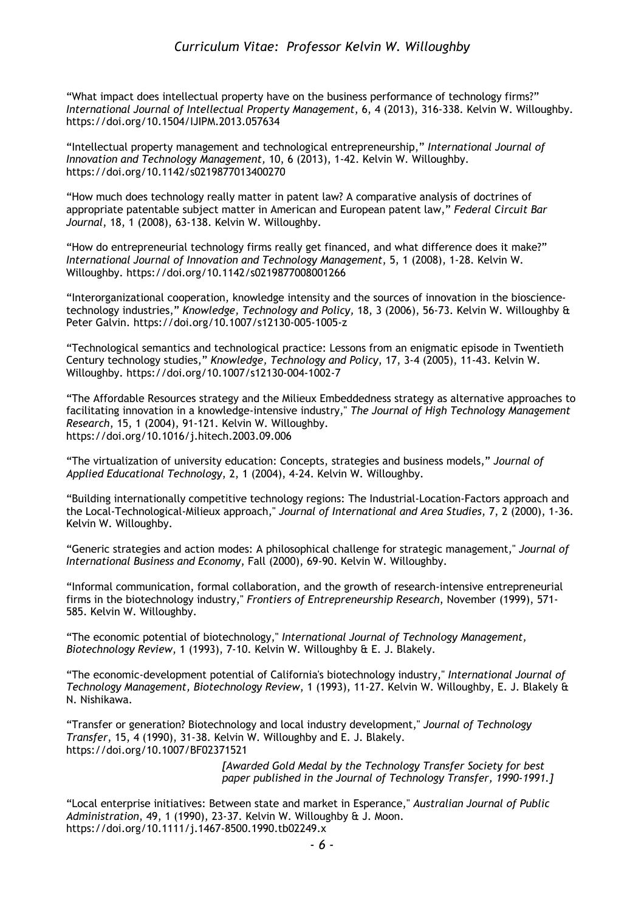"What impact does intellectual property have on the business performance of technology firms?" *International Journal of Intellectual Property Management*, 6, 4 (2013), 316-338. Kelvin W. Willoughby. https://doi.org/10.1504/IJIPM.2013.057634

"Intellectual property management and technological entrepreneurship," *International Journal of Innovation and Technology Management*, 10, 6 (2013), 1-42. Kelvin W. Willoughby. https://doi.org/10.1142/s0219877013400270

"How much does technology really matter in patent law? A comparative analysis of doctrines of appropriate patentable subject matter in American and European patent law," *Federal Circuit Bar Journal*, 18, 1 (2008), 63-138. Kelvin W. Willoughby.

"How do entrepreneurial technology firms really get financed, and what difference does it make?" *International Journal of Innovation and Technology Management*, 5, 1 (2008), 1-28. Kelvin W. Willoughby. https://doi.org/10.1142/s0219877008001266

"Interorganizational cooperation, knowledge intensity and the sources of innovation in the bioscience-technology industries," *Knowledge, Technology and Policy,* 18, 3 (2006), 56-73. Kelvin W. Willoughby & Peter Galvin. https://doi.org/10.1007/s12130-005-1005-z

"Technological semantics and technological practice: Lessons from an enigmatic episode in Twentieth Century technology studies," *Knowledge, Technology and Policy,* 17, 3-4 (2005), 11-43. Kelvin W. Willoughby. https://doi.org/10.1007/s12130-004-1002-7

"The Affordable Resources strategy and the Milieux Embeddedness strategy as alternative approaches to facilitating innovation in a knowledge-intensive industry," *The Journal of High Technology Management Research*, 15, 1 (2004), 91-121. Kelvin W. Willoughby. https://doi.org/10.1016/j.hitech.2003.09.006

"The virtualization of university education: Concepts, strategies and business models," *Journal of Applied Educational Technology*, 2, 1 (2004), 4-24. Kelvin W. Willoughby.

"Building internationally competitive technology regions: The Industrial-Location-Factors approach and the Local-Technological-Milieux approach," *Journal of International and Area Studies,* 7, 2 (2000), 1-36. Kelvin W. Willoughby.

"Generic strategies and action modes: A philosophical challenge for strategic management," *Journal of International Business and Economy*, Fall (2000), 69-90. Kelvin W. Willoughby.

"Informal communication, formal collaboration, and the growth of research-intensive entrepreneurial firms in the biotechnology industry," *Frontiers of Entrepreneurship Research*, November (1999), 571-585. Kelvin W. Willoughby.

"The economic potential of biotechnology," *International Journal of Technology Management, Biotechnology Review*, 1 (1993), 7-10. Kelvin W. Willoughby & E. J. Blakely.

"The economic-development potential of California's biotechnology industry," *International Journal of Technology Management, Biotechnology Review,* 1 (1993), 11-27. Kelvin W. Willoughby, E. J. Blakely & N. Nishikawa.

"Transfer or generation? Biotechnology and local industry development," *Journal of Technology Transfer*, 15, 4 (1990), 31-38. Kelvin W. Willoughby and E. J. Blakely. https://doi.org/10.1007/BF02371521

*[Awarded Gold Medal by the Technology Transfer Society for best paper published in the Journal of Technology Transfer, 1990-1991.]*

"Local enterprise initiatives: Between state and market in Esperance," *Australian Journal of Public Administration*, 49, 1 (1990), 23-37. Kelvin W. Willoughby & J. Moon. https://doi.org/10.1111/j.1467-8500.1990.tb02249.x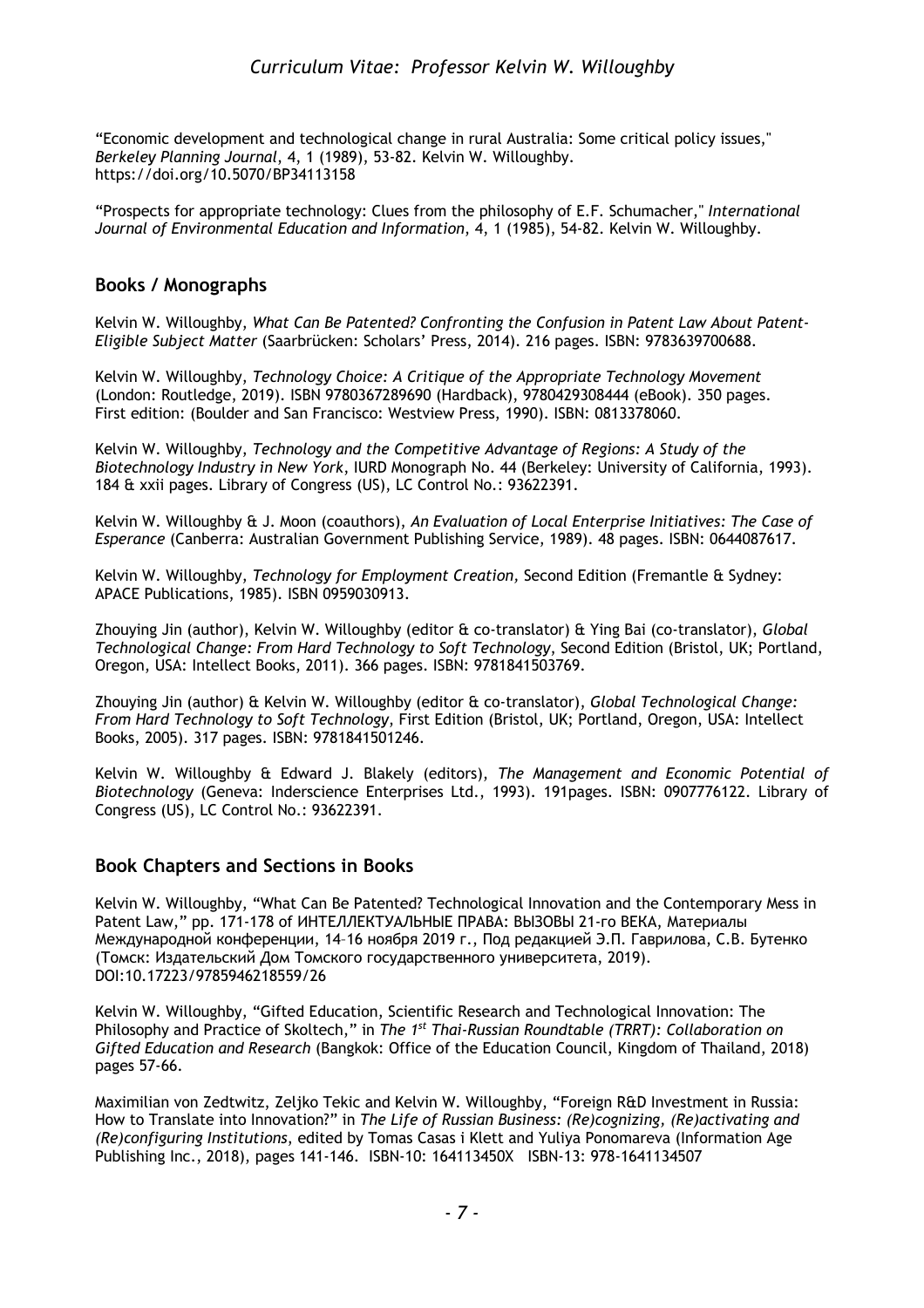"Economic development and technological change in rural Australia: Some critical policy issues," *Berkeley Planning Journal*, 4, 1 (1989), 53-82. Kelvin W. Willoughby. https://doi.org/10.5070/BP34113158

"Prospects for appropriate technology: Clues from the philosophy of E.F. Schumacher," *International Journal of Environmental Education and Information*, 4, 1 (1985), 54-82. Kelvin W. Willoughby.

## Books / Monographs

Kelvin W. Willoughby, *What Can Be Patented? Confronting the Confusion in Patent Law About Patent-Eligible Subject Matter* (Saarbrücken: Scholars' Press, 2014). 216 pages. ISBN: 9783639700688.

Kelvin W. Willoughby, *Technology Choice: A Critique of the Appropriate Technology Movement* (London: Routledge, 2019). ISBN 9780367289690 (Hardback), 9780429308444 (eBook). 350 pages. First edition: (Boulder and San Francisco: Westview Press, 1990). ISBN: 0813378060.

Kelvin W. Willoughby, *Technology and the Competitive Advantage of Regions: A Study of the Biotechnology Industry in New York*, IURD Monograph No. 44 (Berkeley: University of California, 1993). 184 & xxii pages. Library of Congress (US), LC Control No.: 93622391.

Kelvin W. Willoughby & J. Moon (coauthors), *An Evaluation of Local Enterprise Initiatives: The Case of Esperance* (Canberra: Australian Government Publishing Service, 1989). 48 pages. ISBN: 0644087617.

Kelvin W. Willoughby, *Technology for Employment Creation,* Second Edition (Fremantle & Sydney: APACE Publications, 1985). ISBN 0959030913.

Zhouying Jin (author), Kelvin W. Willoughby (editor & co-translator) & Ying Bai (co-translator), *Global Technological Change: From Hard Technology to Soft Technology*, Second Edition (Bristol, UK; Portland, Oregon, USA: Intellect Books, 2011). 366 pages. ISBN: 9781841503769.

Zhouying Jin (author) & Kelvin W. Willoughby (editor & co-translator), *Global Technological Change: From Hard Technology to Soft Technology*, First Edition (Bristol, UK; Portland, Oregon, USA: Intellect Books, 2005). 317 pages. ISBN: 9781841501246.

Kelvin W. Willoughby & Edward J. Blakely (editors), *The Management and Economic Potential of Biotechnology* (Geneva: Inderscience Enterprises Ltd., 1993). 191pages. ISBN: 0907776122. Library of Congress (US), LC Control No.: 93622391.

## Book Chapters and Sections in Books

Kelvin W. Willoughby, "What Can Be Patented? Technological Innovation and the Contemporary Mess in Patent Law," pp. 171-178 of ИНТЕЛЛЕКТУАЛЬНЫЕ ПРАВА: ВЫЗОВЫ 21-го ВЕКА, Материалы Международной конференции, 14–16 ноября 2019 г., Под редакцией Э.П. Гаврилова, С.В. Бутенко (Томск: Издательский Дом Томского государственного университета, 2019). DOI:10.17223/9785946218559/26

Kelvin W. Willoughby, "Gifted Education, Scientific Research and Technological Innovation: The Philosophy and Practice of Skoltech," in *The 1st Thai-Russian Roundtable (TRRT): Collaboration on Gifted Education and Research* (Bangkok: Office of the Education Council, Kingdom of Thailand, 2018) pages 57-66.

Maximilian von Zedtwitz, Zeljko Tekic and Kelvin W. Willoughby, "Foreign R&D Investment in Russia: How to Translate into Innovation?" in *The Life of Russian Business: (Re)cognizing, (Re)activating and (Re)configuring Institutions*, edited by Tomas Casas i Klett and Yuliya Ponomareva (Information Age Publishing Inc., 2018), pages 141-146. ISBN-10: 164113450X ISBN-13: 978-1641134507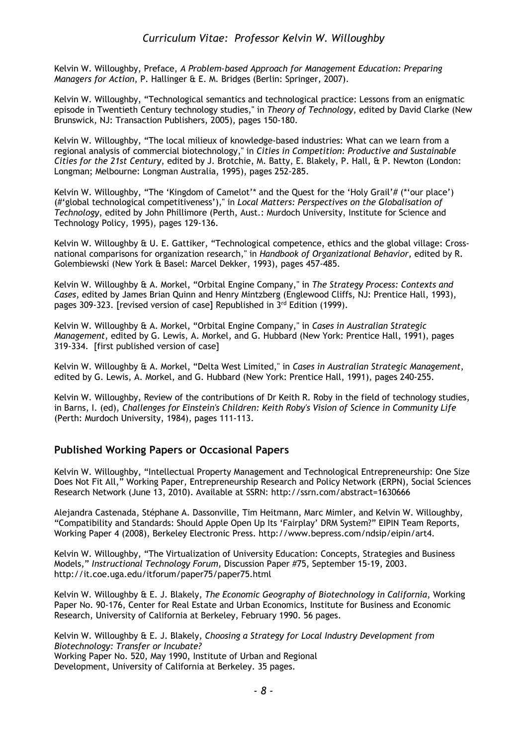Kelvin W. Willoughby, Preface, *A Problem-based Approach for Management Education: Preparing Managers for Action*, P. Hallinger & E. M. Bridges (Berlin: Springer, 2007).

Kelvin W. Willoughby, "Technological semantics and technological practice: Lessons from an enigmatic episode in Twentieth Century technology studies," in *Theory of Technology*, edited by David Clarke (New Brunswick, NJ: Transaction Publishers, 2005), pages 150-180.

Kelvin W. Willoughby, "The local milieux of knowledge-based industries: What can we learn from a regional analysis of commercial biotechnology," in *Cities in Competition: Productive and Sustainable Cities for the 21st Century*, edited by J. Brotchie, M. Batty, E. Blakely, P. Hall, & P. Newton (London: Longman; Melbourne: Longman Australia, 1995), pages 252-285.

Kelvin W. Willoughby, "The 'Kingdom of Camelot'* and the Quest for the 'Holy Grail'# (*'our place') (#'global technological competitiveness')," in *Local Matters: Perspectives on the Globalisation of Technology*, edited by John Phillimore (Perth, Aust.: Murdoch University, Institute for Science and Technology Policy, 1995), pages 129-136.

Kelvin W. Willoughby & U. E. Gattiker, "Technological competence, ethics and the global village: Cross-national comparisons for organization research," in *Handbook of Organizational Behavior*, edited by R. Golembiewski (New York & Basel: Marcel Dekker, 1993), pages 457-485.

Kelvin W. Willoughby & A. Morkel, "Orbital Engine Company," in *The Strategy Process: Contexts and Cases*, edited by James Brian Quinn and Henry Mintzberg (Englewood Cliffs, NJ: Prentice Hall, 1993), pages 309-323. [revised version of case] Republished in 3rd Edition (1999).

Kelvin W. Willoughby & A. Morkel, "Orbital Engine Company," in *Cases in Australian Strategic Management*, edited by G. Lewis, A. Morkel, and G. Hubbard (New York: Prentice Hall, 1991), pages 319-334. [first published version of case]

Kelvin W. Willoughby & A. Morkel, "Delta West Limited," in *Cases in Australian Strategic Management*, edited by G. Lewis, A. Morkel, and G. Hubbard (New York: Prentice Hall, 1991), pages 240-255.

Kelvin W. Willoughby, Review of the contributions of Dr Keith R. Roby in the field of technology studies, in Barns, I. (ed), *Challenges for Einstein's Children: Keith Roby's Vision of Science in Community Life* (Perth: Murdoch University, 1984), pages 111-113.

## Published Working Papers or Occasional Papers

Kelvin W. Willoughby, "Intellectual Property Management and Technological Entrepreneurship: One Size Does Not Fit All," Working Paper, Entrepreneurship Research and Policy Network (ERPN), Social Sciences Research Network (June 13, 2010). Available at SSRN: http://ssrn.com/abstract=1630666

Alejandra Castenada, Stéphane A. Dassonville, Tim Heitmann, Marc Mimler, and Kelvin W. Willoughby, "Compatibility and Standards: Should Apple Open Up Its 'Fairplay' DRM System?" EIPIN Team Reports, Working Paper 4 (2008), Berkeley Electronic Press. http://www.bepress.com/ndsip/eipin/art4.

Kelvin W. Willoughby, "The Virtualization of University Education: Concepts, Strategies and Business Models," *Instructional Technology Forum,* Discussion Paper #75, September 15-19, 2003. http://it.coe.uga.edu/itforum/paper75/paper75.html

Kelvin W. Willoughby & E. J. Blakely, *The Economic Geography of Biotechnology in California*, Working Paper No. 90-176, Center for Real Estate and Urban Economics, Institute for Business and Economic Research, University of California at Berkeley, February 1990. 56 pages.

Kelvin W. Willoughby & E. J. Blakely, *Choosing a Strategy for Local Industry Development from Biotechnology: Transfer or Incubate?* Working Paper No. 520, May 1990, Institute of Urban and Regional Development, University of California at Berkeley. 35 pages.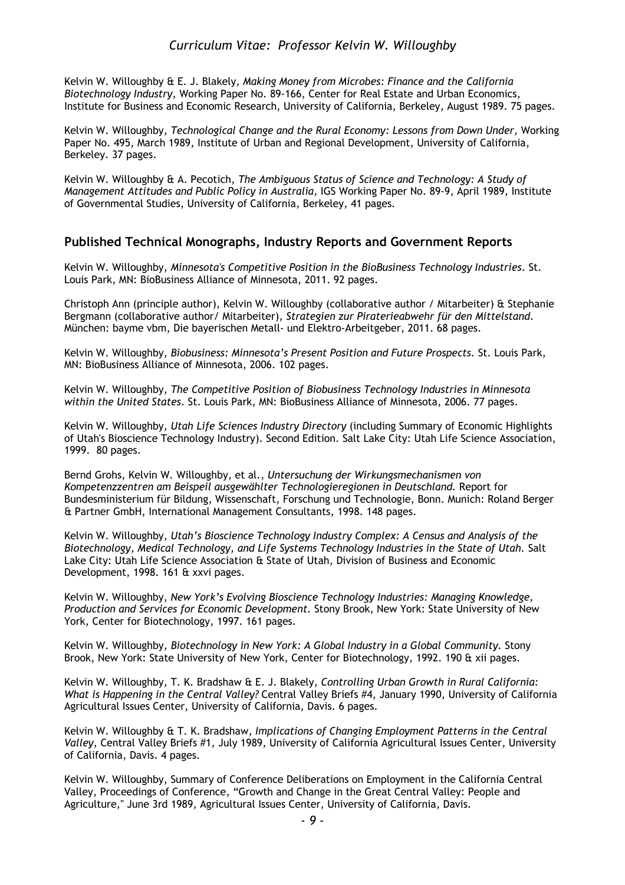Kelvin W. Willoughby & E. J. Blakely, *Making Money from Microbes: Finance and the California Biotechnology Industry,* Working Paper No. 89-166, Center for Real Estate and Urban Economics, Institute for Business and Economic Research, University of California, Berkeley, August 1989. 75 pages.

Kelvin W. Willoughby, *Technological Change and the Rural Economy: Lessons from Down Under,* Working Paper No. 495, March 1989, Institute of Urban and Regional Development, University of California, Berkeley. 37 pages.

Kelvin W. Willoughby & A. Pecotich, *The Ambiguous Status of Science and Technology: A Study of Management Attitudes and Public Policy in Australia,* IGS Working Paper No. 89-9, April 1989, Institute of Governmental Studies, University of California, Berkeley, 41 pages.

## Published Technical Monographs, Industry Reports and Government Reports

Kelvin W. Willoughby, *Minnesota's Competitive Position in the BioBusiness Technology Industries*. St. Louis Park, MN: BioBusiness Alliance of Minnesota, 2011. 92 pages.

Christoph Ann (principle author), Kelvin W. Willoughby (collaborative author / Mitarbeiter) & Stephanie Bergmann (collaborative author/ Mitarbeiter), *Strategien zur Piraterieabwehr für den Mittelstand*. München: bayme vbm, Die bayerischen Metall- und Elektro-Arbeitgeber, 2011. 68 pages.

Kelvin W. Willoughby, *Biobusiness: Minnesota's Present Position and Future Prospects*. St. Louis Park, MN: BioBusiness Alliance of Minnesota, 2006. 102 pages.

Kelvin W. Willoughby, *The Competitive Position of Biobusiness Technology Industries in Minnesota within the United States*. St. Louis Park, MN: BioBusiness Alliance of Minnesota, 2006. 77 pages.

Kelvin W. Willoughby, *Utah Life Sciences Industry Directory* (including Summary of Economic Highlights of Utah's Bioscience Technology Industry). Second Edition. Salt Lake City: Utah Life Science Association, 1999. 80 pages.

Bernd Grohs, Kelvin W. Willoughby, et al., *Untersuchung der Wirkungsmechanismen von Kompetenzzentren am Beispiel ausgewählter Technologieregionen in Deutschland.* Report for Bundesministerium für Bildung, Wissenschaft, Forschung und Technologie, Bonn. Munich: Roland Berger & Partner GmbH, International Management Consultants, 1998. 148 pages.

Kelvin W. Willoughby, *Utah's Bioscience Technology Industry Complex: A Census and Analysis of the Biotechnology, Medical Technology, and Life Systems Technology Industries in the State of Utah.* Salt Lake City: Utah Life Science Association & State of Utah, Division of Business and Economic Development, 1998. 161 & xxvi pages.

Kelvin W. Willoughby, *New York's Evolving Bioscience Technology Industries: Managing Knowledge, Production and Services for Economic Development.* Stony Brook, New York: State University of New York, Center for Biotechnology, 1997. 161 pages.

Kelvin W. Willoughby, *Biotechnology in New York: A Global Industry in a Global Community.* Stony Brook, New York: State University of New York, Center for Biotechnology, 1992. 190 & xii pages.

Kelvin W. Willoughby, T. K. Bradshaw & E. J. Blakely, *Controlling Urban Growth in Rural California: What is Happening in the Central Valley?* Central Valley Briefs #4, January 1990, University of California Agricultural Issues Center, University of California, Davis. 6 pages.

Kelvin W. Willoughby & T. K. Bradshaw, *Implications of Changing Employment Patterns in the Central Valley,* Central Valley Briefs #1, July 1989, University of California Agricultural Issues Center, University of California, Davis. 4 pages.

Kelvin W. Willoughby, Summary of Conference Deliberations on Employment in the California Central Valley, Proceedings of Conference, "Growth and Change in the Great Central Valley: People and Agriculture," June 3rd 1989, Agricultural Issues Center, University of California, Davis.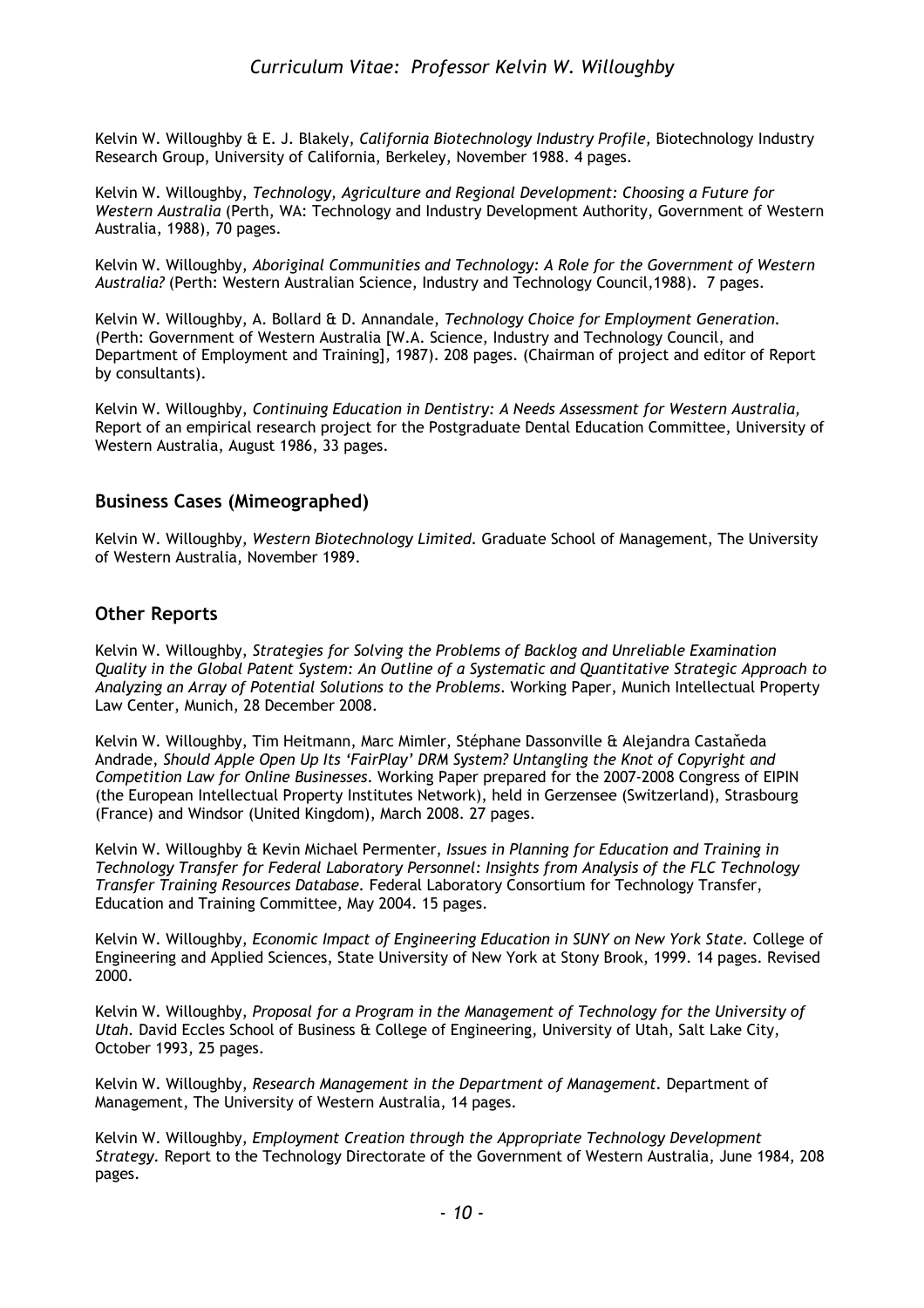Kelvin W. Willoughby & E. J. Blakely, *California Biotechnology Industry Profile,* Biotechnology Industry Research Group, University of California, Berkeley, November 1988. 4 pages.

Kelvin W. Willoughby, *Technology, Agriculture and Regional Development: Choosing a Future for Western Australia* (Perth, WA: Technology and Industry Development Authority, Government of Western Australia, 1988), 70 pages.

Kelvin W. Willoughby, *Aboriginal Communities and Technology: A Role for the Government of Western Australia?* (Perth: Western Australian Science, Industry and Technology Council,1988). 7 pages.

Kelvin W. Willoughby, A. Bollard & D. Annandale, *Technology Choice for Employment Generation.* (Perth: Government of Western Australia [W.A. Science, Industry and Technology Council, and Department of Employment and Training], 1987). 208 pages. (Chairman of project and editor of Report by consultants).

Kelvin W. Willoughby, *Continuing Education in Dentistry: A Needs Assessment for Western Australia,* Report of an empirical research project for the Postgraduate Dental Education Committee, University of Western Australia, August 1986, 33 pages.

## Business Cases (Mimeographed)

Kelvin W. Willoughby, *Western Biotechnology Limited.* Graduate School of Management, The University of Western Australia, November 1989.

## Other Reports

Kelvin W. Willoughby, *Strategies for Solving the Problems of Backlog and Unreliable Examination Quality in the Global Patent System: An Outline of a Systematic and Quantitative Strategic Approach to Analyzing an Array of Potential Solutions to the Problems.* Working Paper, Munich Intellectual Property Law Center, Munich, 28 December 2008.

Kelvin W. Willoughby, Tim Heitmann, Marc Mimler, Stéphane Dassonville & Alejandra Castaňeda Andrade, *Should Apple Open Up Its 'FairPlay' DRM System? Untangling the Knot of Copyright and Competition Law for Online Businesses.* Working Paper prepared for the 2007-2008 Congress of EIPIN (the European Intellectual Property Institutes Network), held in Gerzensee (Switzerland), Strasbourg (France) and Windsor (United Kingdom), March 2008. 27 pages.

Kelvin W. Willoughby & Kevin Michael Permenter, *Issues in Planning for Education and Training in Technology Transfer for Federal Laboratory Personnel: Insights from Analysis of the FLC Technology Transfer Training Resources Database.* Federal Laboratory Consortium for Technology Transfer, Education and Training Committee, May 2004. 15 pages.

Kelvin W. Willoughby, *Economic Impact of Engineering Education in SUNY on New York State.* College of Engineering and Applied Sciences, State University of New York at Stony Brook, 1999. 14 pages. Revised 2000.

Kelvin W. Willoughby, *Proposal for a Program in the Management of Technology for the University of Utah.* David Eccles School of Business & College of Engineering, University of Utah, Salt Lake City, October 1993, 25 pages.

Kelvin W. Willoughby, *Research Management in the Department of Management.* Department of Management, The University of Western Australia, 14 pages.

Kelvin W. Willoughby, *Employment Creation through the Appropriate Technology Development Strategy.* Report to the Technology Directorate of the Government of Western Australia, June 1984, 208 pages.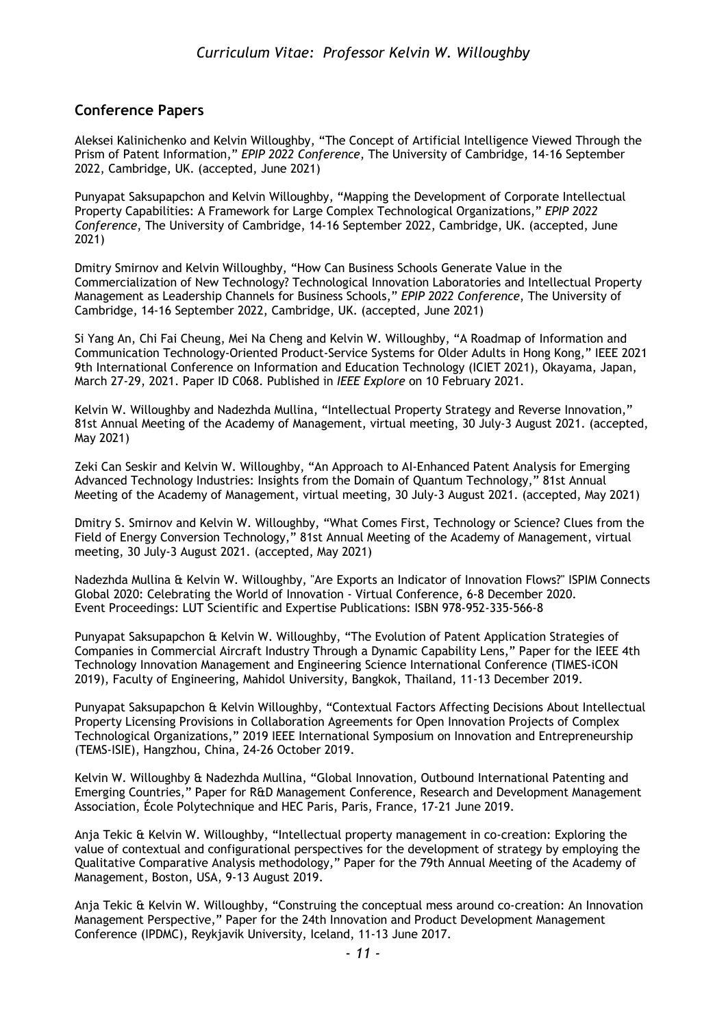## Conference Papers

Aleksei Kalinichenko and Kelvin Willoughby, "The Concept of Artificial Intelligence Viewed Through the Prism of Patent Information," *EPIP 2022 Conference*, The University of Cambridge, 14-16 September 2022, Cambridge, UK. (accepted, June 2021)

Punyapat Saksupapchon and Kelvin Willoughby, "Mapping the Development of Corporate Intellectual Property Capabilities: A Framework for Large Complex Technological Organizations," *EPIP 2022 Conference*, The University of Cambridge, 14-16 September 2022, Cambridge, UK. (accepted, June 2021)

Dmitry Smirnov and Kelvin Willoughby, "How Can Business Schools Generate Value in the Commercialization of New Technology? Technological Innovation Laboratories and Intellectual Property Management as Leadership Channels for Business Schools," *EPIP 2022 Conference*, The University of Cambridge, 14-16 September 2022, Cambridge, UK. (accepted, June 2021)

Si Yang An, Chi Fai Cheung, Mei Na Cheng and Kelvin W. Willoughby, "A Roadmap of Information and Communication Technology-Oriented Product-Service Systems for Older Adults in Hong Kong," IEEE 2021 9th International Conference on Information and Education Technology (ICIET 2021), Okayama, Japan, March 27-29, 2021. Paper ID C068. Published in *IEEE Explore* on 10 February 2021.

Kelvin W. Willoughby and Nadezhda Mullina, "Intellectual Property Strategy and Reverse Innovation," 81st Annual Meeting of the Academy of Management, virtual meeting, 30 July-3 August 2021. (accepted, May 2021)

Zeki Can Seskir and Kelvin W. Willoughby, "An Approach to AI-Enhanced Patent Analysis for Emerging Advanced Technology Industries: Insights from the Domain of Quantum Technology," 81st Annual Meeting of the Academy of Management, virtual meeting, 30 July-3 August 2021. (accepted, May 2021)

Dmitry S. Smirnov and Kelvin W. Willoughby, "What Comes First, Technology or Science? Clues from the Field of Energy Conversion Technology," 81st Annual Meeting of the Academy of Management, virtual meeting, 30 July-3 August 2021. (accepted, May 2021)

Nadezhda Mullina & Kelvin W. Willoughby, "Are Exports an Indicator of Innovation Flows?" ISPIM Connects Global 2020: Celebrating the World of Innovation - Virtual Conference, 6-8 December 2020. Event Proceedings: LUT Scientific and Expertise Publications: ISBN 978-952-335-566-8

Punyapat Saksupapchon & Kelvin W. Willoughby, "The Evolution of Patent Application Strategies of Companies in Commercial Aircraft Industry Through a Dynamic Capability Lens," Paper for the IEEE 4th Technology Innovation Management and Engineering Science International Conference (TIMES-iCON 2019), Faculty of Engineering, Mahidol University, Bangkok, Thailand, 11-13 December 2019.

Punyapat Saksupapchon & Kelvin Willoughby, "Contextual Factors Affecting Decisions About Intellectual Property Licensing Provisions in Collaboration Agreements for Open Innovation Projects of Complex Technological Organizations," 2019 IEEE International Symposium on Innovation and Entrepreneurship (TEMS-ISIE), Hangzhou, China, 24-26 October 2019.

Kelvin W. Willoughby & Nadezhda Mullina, "Global Innovation, Outbound International Patenting and Emerging Countries," Paper for R&D Management Conference, Research and Development Management Association, École Polytechnique and HEC Paris, Paris, France, 17-21 June 2019.

Anja Tekic & Kelvin W. Willoughby, "Intellectual property management in co-creation: Exploring the value of contextual and configurational perspectives for the development of strategy by employing the Qualitative Comparative Analysis methodology," Paper for the 79th Annual Meeting of the Academy of Management, Boston, USA, 9-13 August 2019.

Anja Tekic & Kelvin W. Willoughby, "Construing the conceptual mess around co-creation: An Innovation Management Perspective," Paper for the 24th Innovation and Product Development Management Conference (IPDMC), Reykjavik University, Iceland, 11-13 June 2017.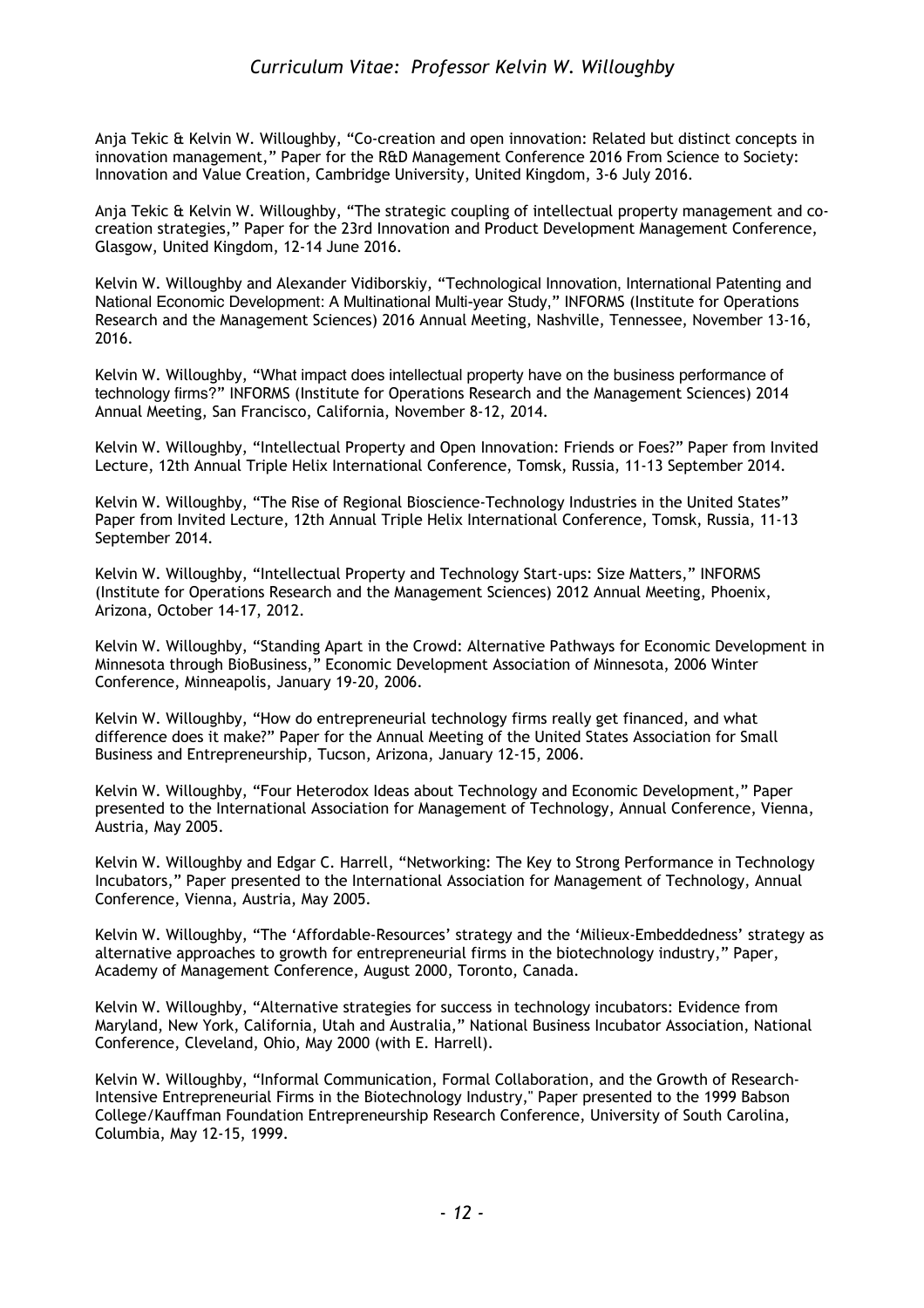Anja Tekic & Kelvin W. Willoughby, "Co-creation and open innovation: Related but distinct concepts in innovation management," Paper for the R&D Management Conference 2016 From Science to Society: Innovation and Value Creation, Cambridge University, United Kingdom, 3-6 July 2016.

Anja Tekic & Kelvin W. Willoughby, "The strategic coupling of intellectual property management and co-creation strategies," Paper for the 23rd Innovation and Product Development Management Conference, Glasgow, United Kingdom, 12-14 June 2016.

Kelvin W. Willoughby and Alexander Vidiborskiy, "Technological Innovation, International Patenting and National Economic Development: A Multinational Multi-year Study," INFORMS (Institute for Operations Research and the Management Sciences) 2016 Annual Meeting, Nashville, Tennessee, November 13-16, 2016.

Kelvin W. Willoughby, "What impact does intellectual property have on the business performance of technology firms?" INFORMS (Institute for Operations Research and the Management Sciences) 2014 Annual Meeting, San Francisco, California, November 8-12, 2014.

Kelvin W. Willoughby, "Intellectual Property and Open Innovation: Friends or Foes?" Paper from Invited Lecture, 12th Annual Triple Helix International Conference, Tomsk, Russia, 11-13 September 2014.

Kelvin W. Willoughby, "The Rise of Regional Bioscience-Technology Industries in the United States" Paper from Invited Lecture, 12th Annual Triple Helix International Conference, Tomsk, Russia, 11-13 September 2014.

Kelvin W. Willoughby, "Intellectual Property and Technology Start-ups: Size Matters," INFORMS (Institute for Operations Research and the Management Sciences) 2012 Annual Meeting, Phoenix, Arizona, October 14-17, 2012.

Kelvin W. Willoughby, "Standing Apart in the Crowd: Alternative Pathways for Economic Development in Minnesota through BioBusiness," Economic Development Association of Minnesota, 2006 Winter Conference, Minneapolis, January 19-20, 2006.

Kelvin W. Willoughby, "How do entrepreneurial technology firms really get financed, and what difference does it make?" Paper for the Annual Meeting of the United States Association for Small Business and Entrepreneurship, Tucson, Arizona, January 12-15, 2006.

Kelvin W. Willoughby, "Four Heterodox Ideas about Technology and Economic Development," Paper presented to the International Association for Management of Technology, Annual Conference, Vienna, Austria, May 2005.

Kelvin W. Willoughby and Edgar C. Harrell, "Networking: The Key to Strong Performance in Technology Incubators," Paper presented to the International Association for Management of Technology, Annual Conference, Vienna, Austria, May 2005.

Kelvin W. Willoughby, "The 'Affordable-Resources' strategy and the 'Milieux-Embeddedness' strategy as alternative approaches to growth for entrepreneurial firms in the biotechnology industry," Paper, Academy of Management Conference, August 2000, Toronto, Canada.

Kelvin W. Willoughby, "Alternative strategies for success in technology incubators: Evidence from Maryland, New York, California, Utah and Australia," National Business Incubator Association, National Conference, Cleveland, Ohio, May 2000 (with E. Harrell).

Kelvin W. Willoughby, "Informal Communication, Formal Collaboration, and the Growth of Research-Intensive Entrepreneurial Firms in the Biotechnology Industry," Paper presented to the 1999 Babson College/Kauffman Foundation Entrepreneurship Research Conference, University of South Carolina, Columbia, May 12-15, 1999.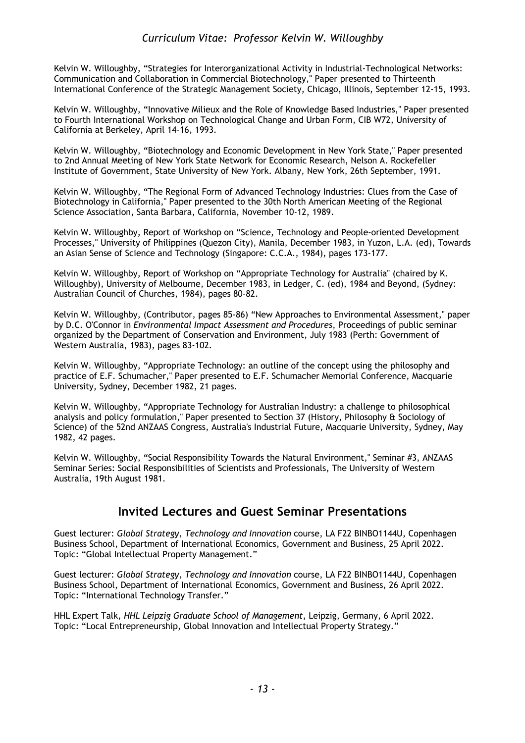Kelvin W. Willoughby, “Strategies for Interorganizational Activity in Industrial-Technological Networks: Communication and Collaboration in Commercial Biotechnology," Paper presented to Thirteenth International Conference of the Strategic Management Society, Chicago, Illinois, September 12-15, 1993.

Kelvin W. Willoughby, “Innovative Milieux and the Role of Knowledge Based Industries," Paper presented to Fourth International Workshop on Technological Change and Urban Form, CIB W72, University of California at Berkeley, April 14-16, 1993.

Kelvin W. Willoughby, “Biotechnology and Economic Development in New York State," Paper presented to 2nd Annual Meeting of New York State Network for Economic Research, Nelson A. Rockefeller Institute of Government, State University of New York. Albany, New York, 26th September, 1991.

Kelvin W. Willoughby, “The Regional Form of Advanced Technology Industries: Clues from the Case of Biotechnology in California," Paper presented to the 30th North American Meeting of the Regional Science Association, Santa Barbara, California, November 10-12, 1989.

Kelvin W. Willoughby, Report of Workshop on “Science, Technology and People-oriented Development Processes," University of Philippines (Quezon City), Manila, December 1983, in Yuzon, L.A. (ed), Towards an Asian Sense of Science and Technology (Singapore: C.C.A., 1984), pages 173-177.

Kelvin W. Willoughby, Report of Workshop on “Appropriate Technology for Australia" (chaired by K. Willoughby), University of Melbourne, December 1983, in Ledger, C. (ed), 1984 and Beyond, (Sydney: Australian Council of Churches, 1984), pages 80-82.

Kelvin W. Willoughby, (Contributor, pages 85-86) “New Approaches to Environmental Assessment," paper by D.C. O'Connor in *Environmental Impact Assessment and Procedures*, Proceedings of public seminar organized by the Department of Conservation and Environment, July 1983 (Perth: Government of Western Australia, 1983), pages 83-102.

Kelvin W. Willoughby, “Appropriate Technology: an outline of the concept using the philosophy and practice of E.F. Schumacher," Paper presented to E.F. Schumacher Memorial Conference, Macquarie University, Sydney, December 1982, 21 pages.

Kelvin W. Willoughby, “Appropriate Technology for Australian Industry: a challenge to philosophical analysis and policy formulation," Paper presented to Section 37 (History, Philosophy & Sociology of Science) of the 52nd ANZAAS Congress, Australia's Industrial Future, Macquarie University, Sydney, May 1982, 42 pages.

Kelvin W. Willoughby, “Social Responsibility Towards the Natural Environment," Seminar #3, ANZAAS Seminar Series: Social Responsibilities of Scientists and Professionals, The University of Western Australia, 19th August 1981.

## Invited Lectures and Guest Seminar Presentations

Guest lecturer: *Global Strategy, Technology and Innovation* course, LA F22 BINBO1144U, Copenhagen Business School, Department of International Economics, Government and Business, 25 April 2022. Topic: “Global Intellectual Property Management.”

Guest lecturer: *Global Strategy, Technology and Innovation* course, LA F22 BINBO1144U, Copenhagen Business School, Department of International Economics, Government and Business, 26 April 2022. Topic: “International Technology Transfer.”

HHL Expert Talk, *HHL Leipzig Graduate School of Management*, Leipzig, Germany, 6 April 2022. Topic: “Local Entrepreneurship, Global Innovation and Intellectual Property Strategy.”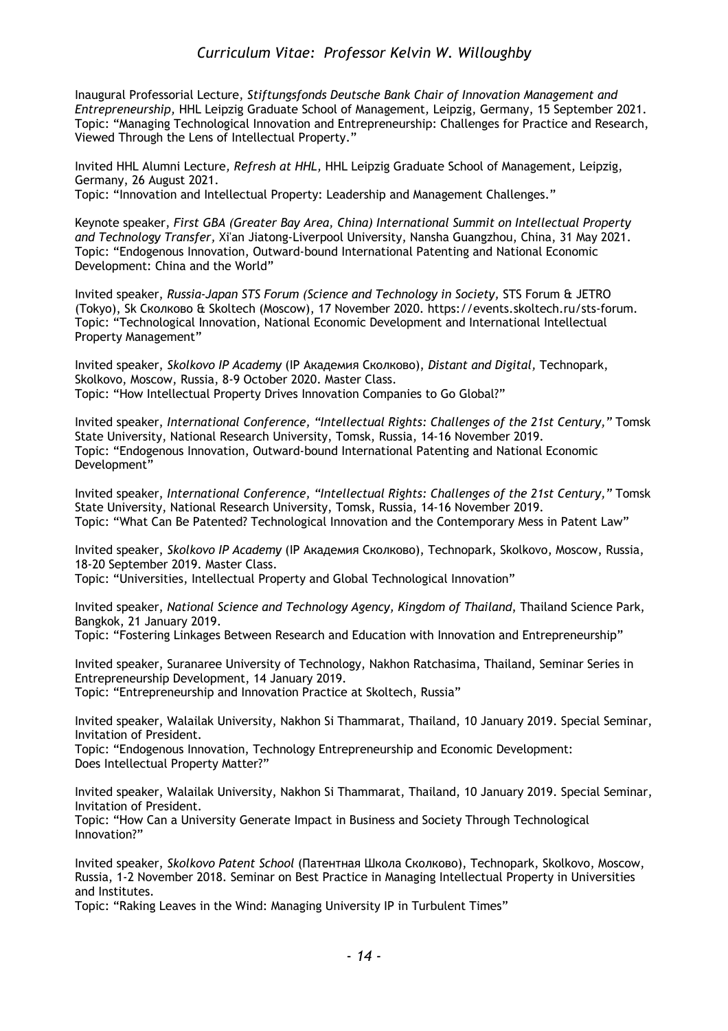Inaugural Professorial Lecture, *Stiftungsfonds Deutsche Bank Chair of Innovation Management and Entrepreneurship,* HHL Leipzig Graduate School of Management, Leipzig, Germany, 15 September 2021.
Topic: "Managing Technological Innovation and Entrepreneurship: Challenges for Practice and Research, Viewed Through the Lens of Intellectual Property."

Invited HHL Alumni Lecture*, Refresh at HHL,* HHL Leipzig Graduate School of Management, Leipzig, Germany, 26 August 2021.
Topic: "Innovation and Intellectual Property: Leadership and Management Challenges."

Keynote speaker, *First GBA (Greater Bay Area, China) International Summit on Intellectual Property and Technology Transfer,* Xi'an Jiatong-Liverpool University, Nansha Guangzhou, China, 31 May 2021.
Topic: "Endogenous Innovation, Outward-bound International Patenting and National Economic Development: China and the World"

Invited speaker, *Russia-Japan STS Forum (Science and Technology in Society,* STS Forum & JETRO (Tokyo), Sk Сколково & Skoltech (Moscow), 17 November 2020. https://events.skoltech.ru/sts-forum.
Topic: "Technological Innovation, National Economic Development and International Intellectual Property Management"

Invited speaker, *Skolkovo IP Academy* (IP Академия Сколково), *Distant and Digital,* Technopark, Skolkovo, Moscow, Russia, 8-9 October 2020. Master Class.
Topic: "How Intellectual Property Drives Innovation Companies to Go Global?"

Invited speaker, *International Conference, "Intellectual Rights: Challenges of the 21st Century,"* Tomsk State University, National Research University, Tomsk, Russia, 14-16 November 2019.
Topic: "Endogenous Innovation, Outward-bound International Patenting and National Economic Development"

Invited speaker, *International Conference, "Intellectual Rights: Challenges of the 21st Century,"* Tomsk State University, National Research University, Tomsk, Russia, 14-16 November 2019.
Topic: "What Can Be Patented? Technological Innovation and the Contemporary Mess in Patent Law"

Invited speaker, *Skolkovo IP Academy* (IP Академия Сколково), Technopark, Skolkovo, Moscow, Russia, 18-20 September 2019. Master Class.
Topic: "Universities, Intellectual Property and Global Technological Innovation"

Invited speaker, *National Science and Technology Agency, Kingdom of Thailand*, Thailand Science Park, Bangkok, 21 January 2019.
Topic: "Fostering Linkages Between Research and Education with Innovation and Entrepreneurship"

Invited speaker, Suranaree University of Technology, Nakhon Ratchasima, Thailand, Seminar Series in Entrepreneurship Development, 14 January 2019.
Topic: "Entrepreneurship and Innovation Practice at Skoltech, Russia"

Invited speaker, Walailak University, Nakhon Si Thammarat, Thailand, 10 January 2019. Special Seminar, Invitation of President.
Topic: "Endogenous Innovation, Technology Entrepreneurship and Economic Development: Does Intellectual Property Matter?"

Invited speaker, Walailak University, Nakhon Si Thammarat, Thailand, 10 January 2019. Special Seminar, Invitation of President.
Topic: "How Can a University Generate Impact in Business and Society Through Technological Innovation?"

Invited speaker, *Skolkovo Patent School* (Патентная Школа Сколково), Technopark, Skolkovo, Moscow, Russia, 1-2 November 2018. Seminar on Best Practice in Managing Intellectual Property in Universities and Institutes.
Topic: "Raking Leaves in the Wind: Managing University IP in Turbulent Times"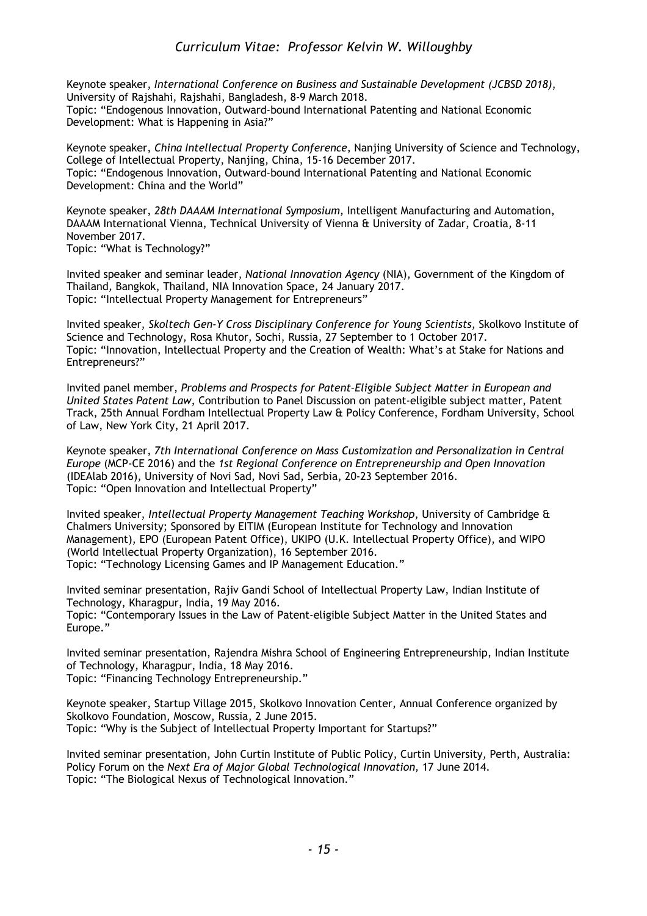Keynote speaker, *International Conference on Business and Sustainable Development (JCBSD 2018)*, University of Rajshahi, Rajshahi, Bangladesh, 8-9 March 2018.
Topic: "Endogenous Innovation, Outward-bound International Patenting and National Economic Development: What is Happening in Asia?"

Keynote speaker, *China Intellectual Property Conference*, Nanjing University of Science and Technology, College of Intellectual Property, Nanjing, China, 15-16 December 2017.
Topic: "Endogenous Innovation, Outward-bound International Patenting and National Economic Development: China and the World"

Keynote speaker, *28th DAAAM International Symposium*, Intelligent Manufacturing and Automation, DAAAM International Vienna, Technical University of Vienna & University of Zadar, Croatia, 8-11 November 2017.
Topic: "What is Technology?"

Invited speaker and seminar leader, *National Innovation Agency* (NIA), Government of the Kingdom of Thailand, Bangkok, Thailand, NIA Innovation Space, 24 January 2017.
Topic: "Intellectual Property Management for Entrepreneurs"

Invited speaker, *Skoltech Gen-Y Cross Disciplinary Conference for Young Scientists*, Skolkovo Institute of Science and Technology, Rosa Khutor, Sochi, Russia, 27 September to 1 October 2017.
Topic: "Innovation, Intellectual Property and the Creation of Wealth: What's at Stake for Nations and Entrepreneurs?"

Invited panel member, *Problems and Prospects for Patent-Eligible Subject Matter in European and United States Patent Law*, Contribution to Panel Discussion on patent-eligible subject matter, Patent Track, 25th Annual Fordham Intellectual Property Law & Policy Conference, Fordham University, School of Law, New York City, 21 April 2017.

Keynote speaker, *7th International Conference on Mass Customization and Personalization in Central Europe* (MCP-CE 2016) and the *1st Regional Conference on Entrepreneurship and Open Innovation* (IDEAlab 2016), University of Novi Sad, Novi Sad, Serbia, 20-23 September 2016.
Topic: "Open Innovation and Intellectual Property"

Invited speaker, *Intellectual Property Management Teaching Workshop*, University of Cambridge & Chalmers University; Sponsored by EITIM (European Institute for Technology and Innovation Management), EPO (European Patent Office), UKIPO (U.K. Intellectual Property Office), and WIPO (World Intellectual Property Organization), 16 September 2016.
Topic: "Technology Licensing Games and IP Management Education."

Invited seminar presentation, Rajiv Gandi School of Intellectual Property Law, Indian Institute of Technology, Kharagpur, India, 19 May 2016.
Topic: "Contemporary Issues in the Law of Patent-eligible Subject Matter in the United States and Europe."

Invited seminar presentation, Rajendra Mishra School of Engineering Entrepreneurship, Indian Institute of Technology, Kharagpur, India, 18 May 2016.
Topic: "Financing Technology Entrepreneurship."

Keynote speaker, Startup Village 2015, Skolkovo Innovation Center, Annual Conference organized by Skolkovo Foundation, Moscow, Russia, 2 June 2015.
Topic: "Why is the Subject of Intellectual Property Important for Startups?"

Invited seminar presentation, John Curtin Institute of Public Policy, Curtin University, Perth, Australia: Policy Forum on the *Next Era of Major Global Technological Innovation*, 17 June 2014.
Topic: "The Biological Nexus of Technological Innovation."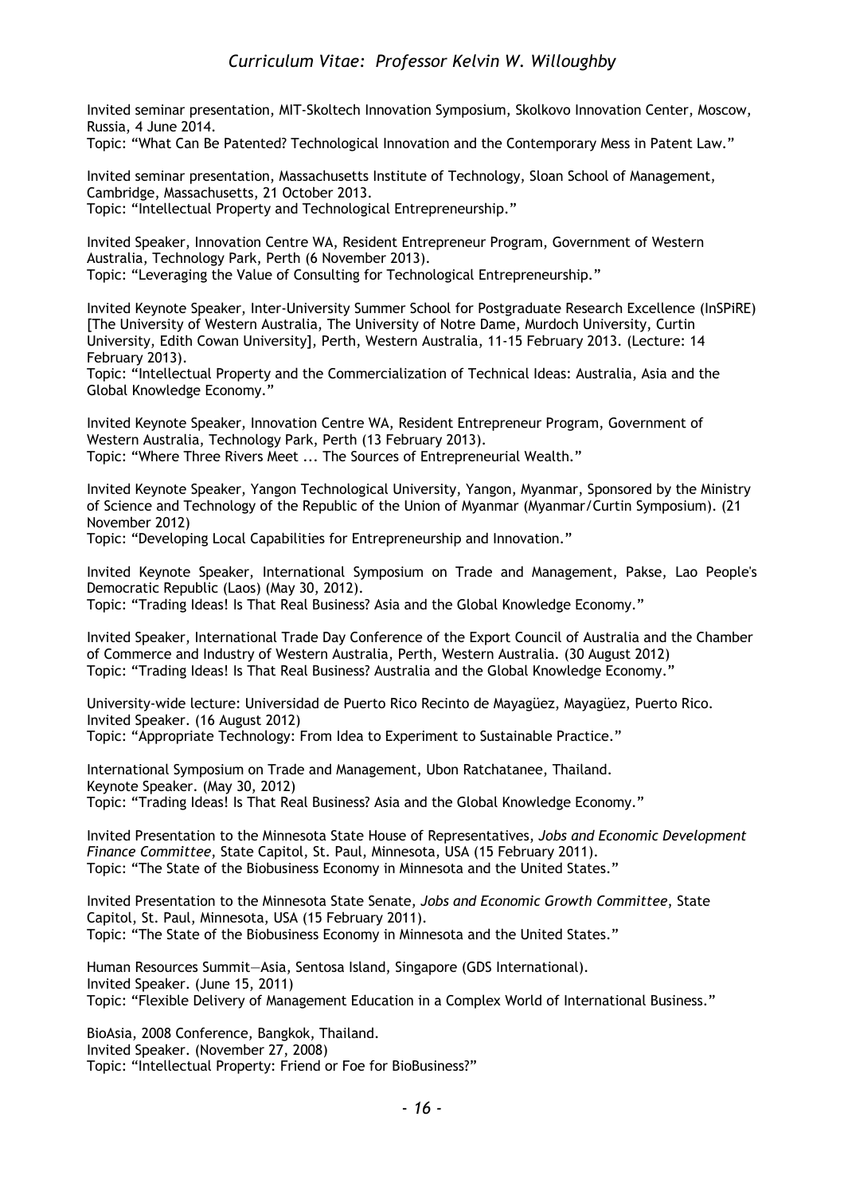Invited seminar presentation, MIT-Skoltech Innovation Symposium, Skolkovo Innovation Center, Moscow, Russia, 4 June 2014.
Topic: "What Can Be Patented? Technological Innovation and the Contemporary Mess in Patent Law."

Invited seminar presentation, Massachusetts Institute of Technology, Sloan School of Management, Cambridge, Massachusetts, 21 October 2013.
Topic: "Intellectual Property and Technological Entrepreneurship."

Invited Speaker, Innovation Centre WA, Resident Entrepreneur Program, Government of Western Australia, Technology Park, Perth (6 November 2013).
Topic: "Leveraging the Value of Consulting for Technological Entrepreneurship."

Invited Keynote Speaker, Inter-University Summer School for Postgraduate Research Excellence (InSPiRE) [The University of Western Australia, The University of Notre Dame, Murdoch University, Curtin University, Edith Cowan University], Perth, Western Australia, 11-15 February 2013. (Lecture: 14 February 2013).
Topic: "Intellectual Property and the Commercialization of Technical Ideas: Australia, Asia and the Global Knowledge Economy."

Invited Keynote Speaker, Innovation Centre WA, Resident Entrepreneur Program, Government of Western Australia, Technology Park, Perth (13 February 2013).
Topic: "Where Three Rivers Meet ... The Sources of Entrepreneurial Wealth."

Invited Keynote Speaker, Yangon Technological University, Yangon, Myanmar, Sponsored by the Ministry of Science and Technology of the Republic of the Union of Myanmar (Myanmar/Curtin Symposium). (21 November 2012)
Topic: "Developing Local Capabilities for Entrepreneurship and Innovation."

Invited Keynote Speaker, International Symposium on Trade and Management, Pakse, Lao People's Democratic Republic (Laos) (May 30, 2012).
Topic: "Trading Ideas! Is That Real Business? Asia and the Global Knowledge Economy."

Invited Speaker, International Trade Day Conference of the Export Council of Australia and the Chamber of Commerce and Industry of Western Australia, Perth, Western Australia. (30 August 2012)
Topic: "Trading Ideas! Is That Real Business? Australia and the Global Knowledge Economy."

University-wide lecture: Universidad de Puerto Rico Recinto de Mayagüez, Mayagüez, Puerto Rico.
Invited Speaker. (16 August 2012)
Topic: "Appropriate Technology: From Idea to Experiment to Sustainable Practice."

International Symposium on Trade and Management, Ubon Ratchatanee, Thailand.
Keynote Speaker. (May 30, 2012)
Topic: "Trading Ideas! Is That Real Business? Asia and the Global Knowledge Economy."

Invited Presentation to the Minnesota State House of Representatives, *Jobs and Economic Development Finance Committee*, State Capitol, St. Paul, Minnesota, USA (15 February 2011).
Topic: "The State of the Biobusiness Economy in Minnesota and the United States."

Invited Presentation to the Minnesota State Senate, *Jobs and Economic Growth Committee*, State Capitol, St. Paul, Minnesota, USA (15 February 2011).
Topic: "The State of the Biobusiness Economy in Minnesota and the United States."

Human Resources Summit—Asia, Sentosa Island, Singapore (GDS International).
Invited Speaker. (June 15, 2011)
Topic: "Flexible Delivery of Management Education in a Complex World of International Business."

BioAsia, 2008 Conference, Bangkok, Thailand.
Invited Speaker. (November 27, 2008)
Topic: "Intellectual Property: Friend or Foe for BioBusiness?"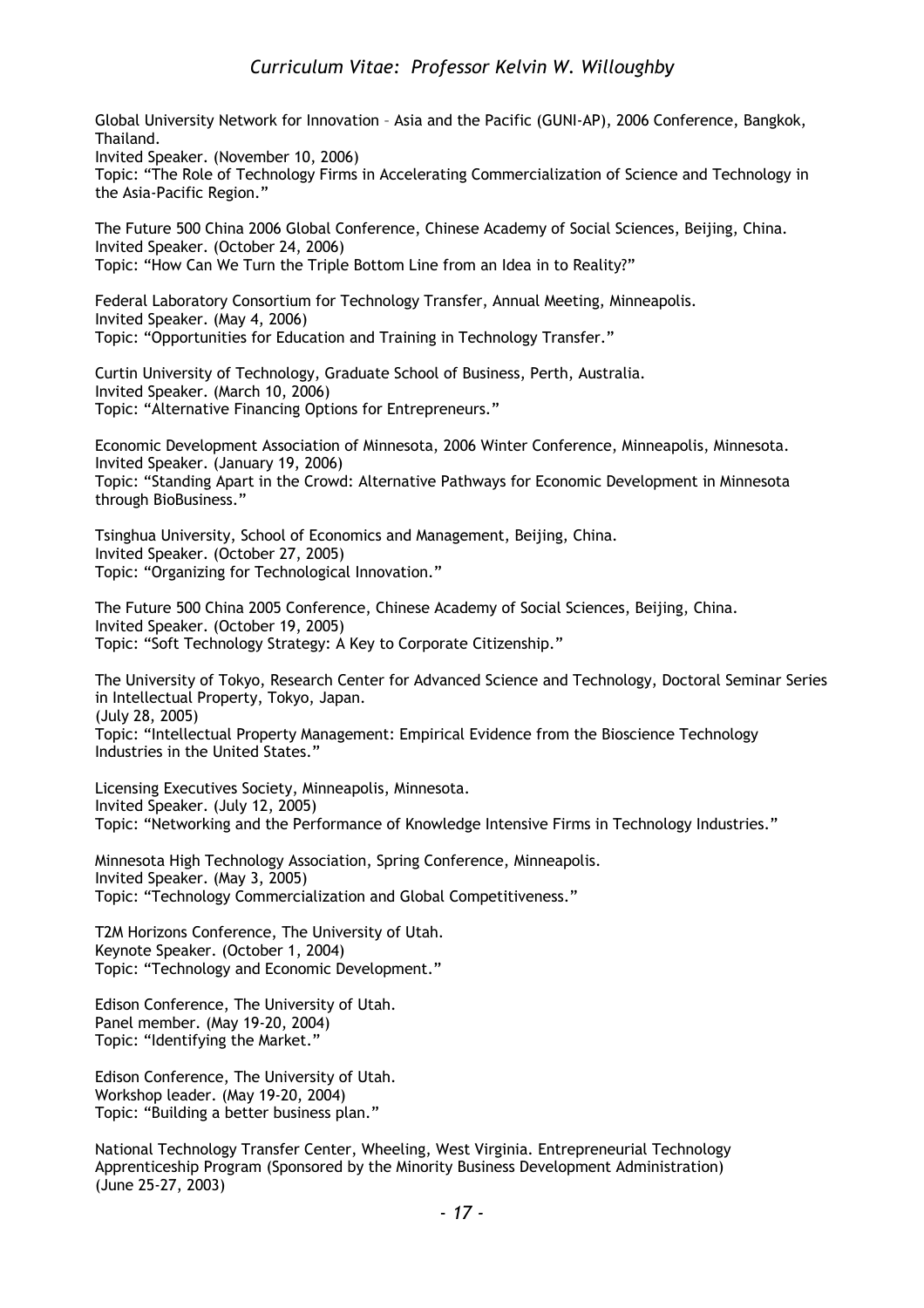Global University Network for Innovation – Asia and the Pacific (GUNI-AP), 2006 Conference, Bangkok, Thailand.
Invited Speaker. (November 10, 2006)
Topic: "The Role of Technology Firms in Accelerating Commercialization of Science and Technology in the Asia-Pacific Region."

The Future 500 China 2006 Global Conference, Chinese Academy of Social Sciences, Beijing, China.
Invited Speaker. (October 24, 2006)
Topic: "How Can We Turn the Triple Bottom Line from an Idea in to Reality?"

Federal Laboratory Consortium for Technology Transfer, Annual Meeting, Minneapolis.
Invited Speaker. (May 4, 2006)
Topic: "Opportunities for Education and Training in Technology Transfer."

Curtin University of Technology, Graduate School of Business, Perth, Australia.
Invited Speaker. (March 10, 2006)
Topic: "Alternative Financing Options for Entrepreneurs."

Economic Development Association of Minnesota, 2006 Winter Conference, Minneapolis, Minnesota.
Invited Speaker. (January 19, 2006)
Topic: "Standing Apart in the Crowd: Alternative Pathways for Economic Development in Minnesota through BioBusiness."

Tsinghua University, School of Economics and Management, Beijing, China.
Invited Speaker. (October 27, 2005)
Topic: "Organizing for Technological Innovation."

The Future 500 China 2005 Conference, Chinese Academy of Social Sciences, Beijing, China.
Invited Speaker. (October 19, 2005)
Topic: "Soft Technology Strategy: A Key to Corporate Citizenship."

The University of Tokyo, Research Center for Advanced Science and Technology, Doctoral Seminar Series in Intellectual Property, Tokyo, Japan.
(July 28, 2005)
Topic: "Intellectual Property Management: Empirical Evidence from the Bioscience Technology Industries in the United States."

Licensing Executives Society, Minneapolis, Minnesota.
Invited Speaker. (July 12, 2005)
Topic: "Networking and the Performance of Knowledge Intensive Firms in Technology Industries."

Minnesota High Technology Association, Spring Conference, Minneapolis.
Invited Speaker. (May 3, 2005)
Topic: "Technology Commercialization and Global Competitiveness."

T2M Horizons Conference, The University of Utah.
Keynote Speaker. (October 1, 2004)
Topic: "Technology and Economic Development."

Edison Conference, The University of Utah.
Panel member. (May 19-20, 2004)
Topic: "Identifying the Market."

Edison Conference, The University of Utah.
Workshop leader. (May 19-20, 2004)
Topic: "Building a better business plan."

National Technology Transfer Center, Wheeling, West Virginia. Entrepreneurial Technology Apprenticeship Program (Sponsored by the Minority Business Development Administration)
(June 25-27, 2003)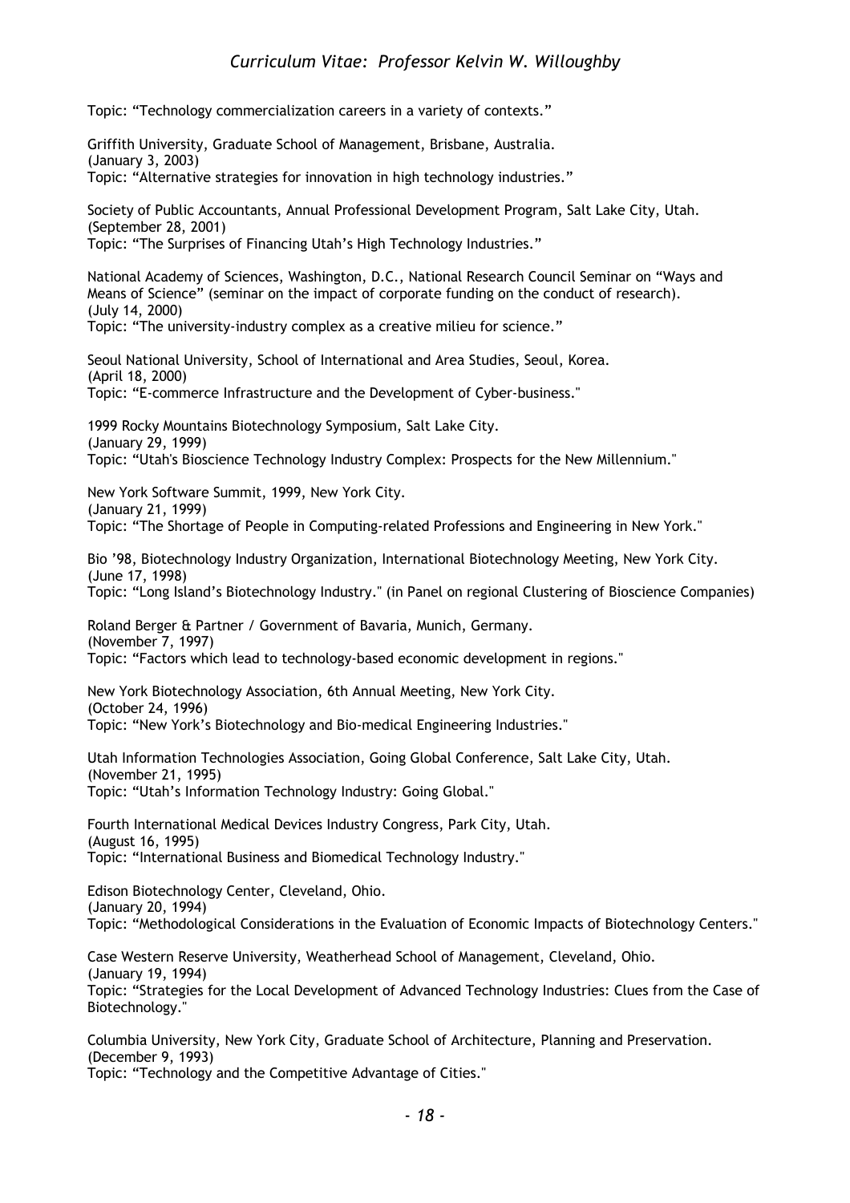Topic: “Technology commercialization careers in a variety of contexts.”

Griffith University, Graduate School of Management, Brisbane, Australia.
(January 3, 2003)
Topic: “Alternative strategies for innovation in high technology industries.”

Society of Public Accountants, Annual Professional Development Program, Salt Lake City, Utah.
(September 28, 2001)
Topic: “The Surprises of Financing Utah’s High Technology Industries.”

National Academy of Sciences, Washington, D.C., National Research Council Seminar on “Ways and Means of Science” (seminar on the impact of corporate funding on the conduct of research).
(July 14, 2000)
Topic: “The university-industry complex as a creative milieu for science.”

Seoul National University, School of International and Area Studies, Seoul, Korea.
(April 18, 2000)
Topic: “E-commerce Infrastructure and the Development of Cyber-business."

1999 Rocky Mountains Biotechnology Symposium, Salt Lake City.
(January 29, 1999)
Topic: “Utah's Bioscience Technology Industry Complex: Prospects for the New Millennium."

New York Software Summit, 1999, New York City.
(January 21, 1999)
Topic: “The Shortage of People in Computing-related Professions and Engineering in New York."

Bio ’98, Biotechnology Industry Organization, International Biotechnology Meeting, New York City.
(June 17, 1998)
Topic: “Long Island’s Biotechnology Industry." (in Panel on regional Clustering of Bioscience Companies)

Roland Berger & Partner / Government of Bavaria, Munich, Germany.
(November 7, 1997)
Topic: “Factors which lead to technology-based economic development in regions."

New York Biotechnology Association, 6th Annual Meeting, New York City.
(October 24, 1996)
Topic: “New York’s Biotechnology and Bio-medical Engineering Industries."

Utah Information Technologies Association, Going Global Conference, Salt Lake City, Utah.
(November 21, 1995)
Topic: “Utah’s Information Technology Industry: Going Global."

Fourth International Medical Devices Industry Congress, Park City, Utah.
(August 16, 1995)
Topic: “International Business and Biomedical Technology Industry."

Edison Biotechnology Center, Cleveland, Ohio.
(January 20, 1994)
Topic: “Methodological Considerations in the Evaluation of Economic Impacts of Biotechnology Centers."

Case Western Reserve University, Weatherhead School of Management, Cleveland, Ohio.
(January 19, 1994)
Topic: “Strategies for the Local Development of Advanced Technology Industries: Clues from the Case of Biotechnology."

Columbia University, New York City, Graduate School of Architecture, Planning and Preservation.
(December 9, 1993)
Topic: “Technology and the Competitive Advantage of Cities."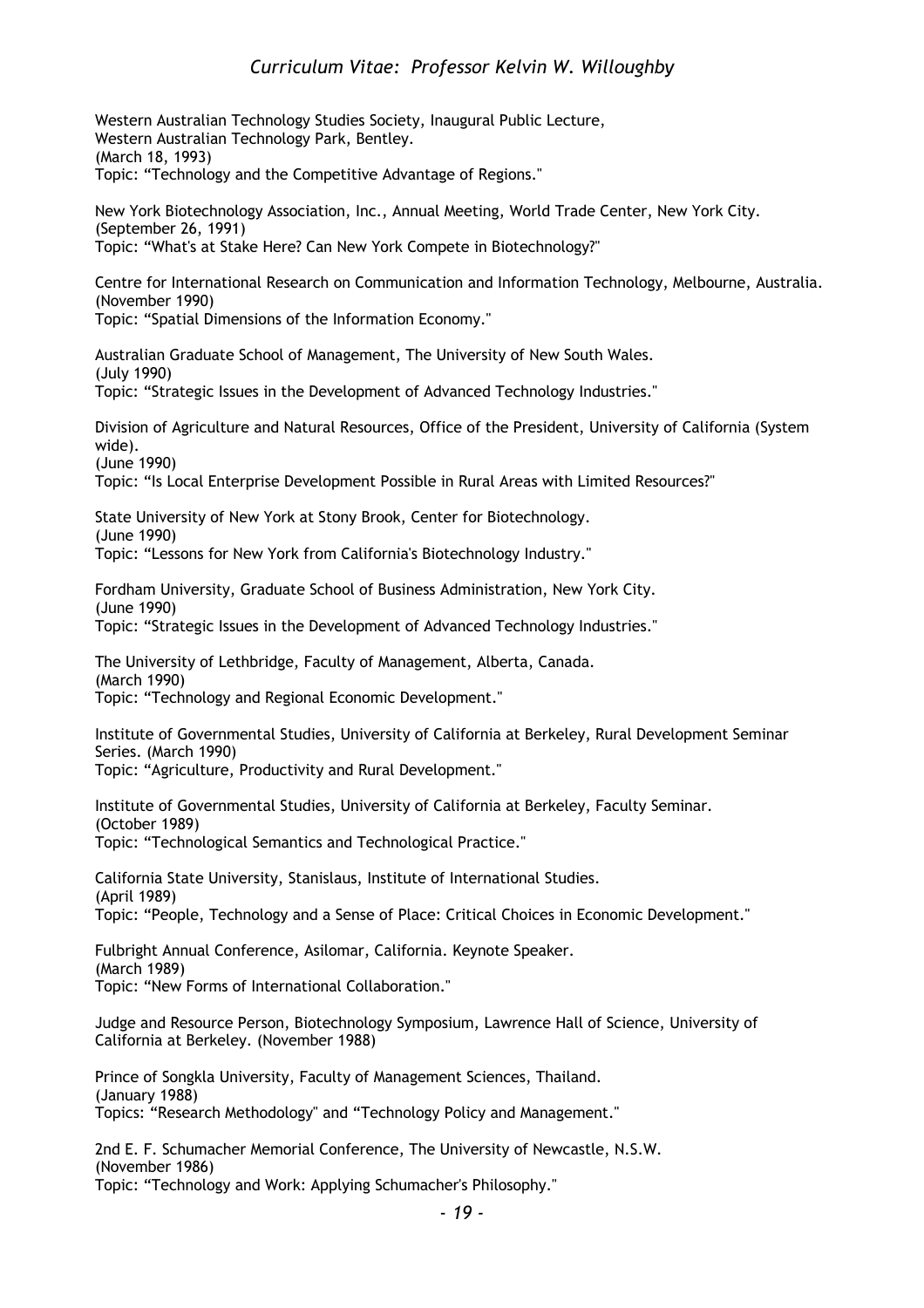Western Australian Technology Studies Society, Inaugural Public Lecture,
Western Australian Technology Park, Bentley.
(March 18, 1993)
Topic: "Technology and the Competitive Advantage of Regions."

New York Biotechnology Association, Inc., Annual Meeting, World Trade Center, New York City.
(September 26, 1991)
Topic: "What's at Stake Here? Can New York Compete in Biotechnology?"

Centre for International Research on Communication and Information Technology, Melbourne, Australia.
(November 1990)
Topic: "Spatial Dimensions of the Information Economy."

Australian Graduate School of Management, The University of New South Wales.
(July 1990)
Topic: "Strategic Issues in the Development of Advanced Technology Industries."

Division of Agriculture and Natural Resources, Office of the President, University of California (System wide).
(June 1990)
Topic: "Is Local Enterprise Development Possible in Rural Areas with Limited Resources?"

State University of New York at Stony Brook, Center for Biotechnology.
(June 1990)
Topic: "Lessons for New York from California's Biotechnology Industry."

Fordham University, Graduate School of Business Administration, New York City.
(June 1990)
Topic: "Strategic Issues in the Development of Advanced Technology Industries."

The University of Lethbridge, Faculty of Management, Alberta, Canada.
(March 1990)
Topic: "Technology and Regional Economic Development."

Institute of Governmental Studies, University of California at Berkeley, Rural Development Seminar Series. (March 1990)
Topic: "Agriculture, Productivity and Rural Development."

Institute of Governmental Studies, University of California at Berkeley, Faculty Seminar.
(October 1989)
Topic: "Technological Semantics and Technological Practice."

California State University, Stanislaus, Institute of International Studies.
(April 1989)
Topic: "People, Technology and a Sense of Place: Critical Choices in Economic Development."

Fulbright Annual Conference, Asilomar, California. Keynote Speaker.
(March 1989)
Topic: "New Forms of International Collaboration."

Judge and Resource Person, Biotechnology Symposium, Lawrence Hall of Science, University of California at Berkeley. (November 1988)

Prince of Songkla University, Faculty of Management Sciences, Thailand.
(January 1988)
Topics: "Research Methodology" and "Technology Policy and Management."

2nd E. F. Schumacher Memorial Conference, The University of Newcastle, N.S.W.
(November 1986)
Topic: "Technology and Work: Applying Schumacher's Philosophy."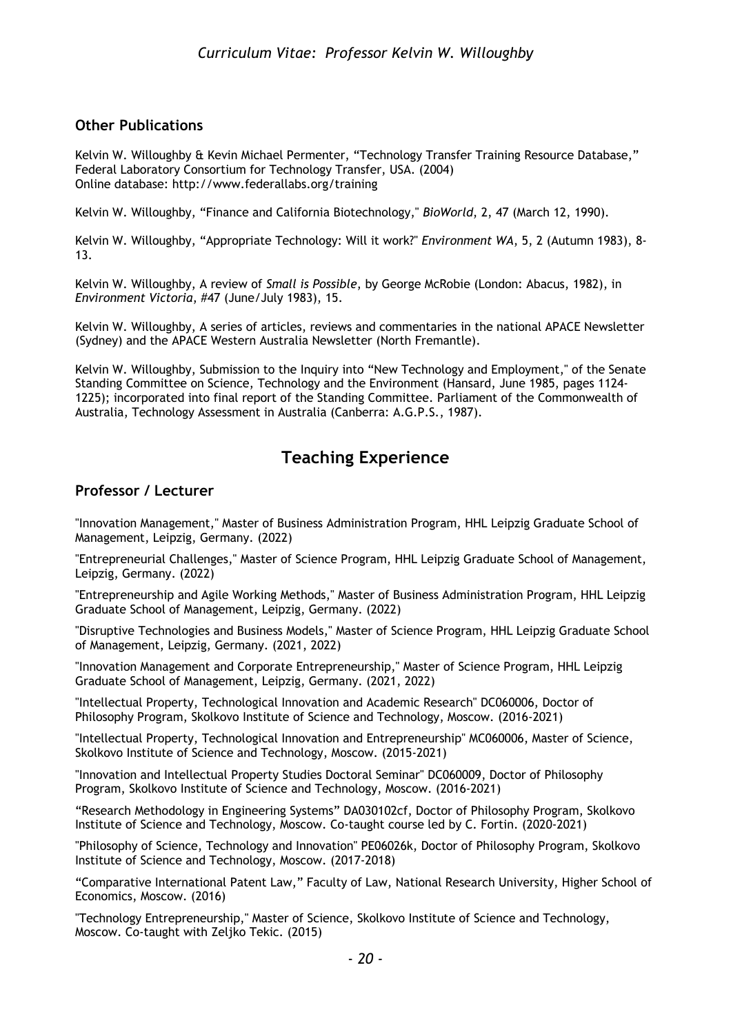### Other Publications

Kelvin W. Willoughby & Kevin Michael Permenter, “Technology Transfer Training Resource Database,” Federal Laboratory Consortium for Technology Transfer, USA. (2004)
Online database: http://www.federallabs.org/training

Kelvin W. Willoughby, “Finance and California Biotechnology," *BioWorld*, 2, 47 (March 12, 1990).

Kelvin W. Willoughby, “Appropriate Technology: Will it work?" *Environment WA*, 5, 2 (Autumn 1983), 8-13.

Kelvin W. Willoughby, A review of *Small is Possible*, by George McRobie (London: Abacus, 1982), in *Environment Victoria*, #47 (June/July 1983), 15.

Kelvin W. Willoughby, A series of articles, reviews and commentaries in the national APACE Newsletter (Sydney) and the APACE Western Australia Newsletter (North Fremantle).

Kelvin W. Willoughby, Submission to the Inquiry into “New Technology and Employment," of the Senate Standing Committee on Science, Technology and the Environment (Hansard, June 1985, pages 1124-1225); incorporated into final report of the Standing Committee. Parliament of the Commonwealth of Australia, Technology Assessment in Australia (Canberra: A.G.P.S., 1987).

## Teaching Experience

### Professor / Lecturer

"Innovation Management," Master of Business Administration Program, HHL Leipzig Graduate School of Management, Leipzig, Germany. (2022)

"Entrepreneurial Challenges," Master of Science Program, HHL Leipzig Graduate School of Management, Leipzig, Germany. (2022)

"Entrepreneurship and Agile Working Methods," Master of Business Administration Program, HHL Leipzig Graduate School of Management, Leipzig, Germany. (2022)

"Disruptive Technologies and Business Models," Master of Science Program, HHL Leipzig Graduate School of Management, Leipzig, Germany. (2021, 2022)

"Innovation Management and Corporate Entrepreneurship," Master of Science Program, HHL Leipzig Graduate School of Management, Leipzig, Germany. (2021, 2022)

"Intellectual Property, Technological Innovation and Academic Research" DC060006, Doctor of Philosophy Program, Skolkovo Institute of Science and Technology, Moscow. (2016-2021)

"Intellectual Property, Technological Innovation and Entrepreneurship" MC060006, Master of Science, Skolkovo Institute of Science and Technology, Moscow. (2015-2021)

"Innovation and Intellectual Property Studies Doctoral Seminar" DC060009, Doctor of Philosophy Program, Skolkovo Institute of Science and Technology, Moscow. (2016-2021)

“Research Methodology in Engineering Systems” DA030102cf, Doctor of Philosophy Program, Skolkovo Institute of Science and Technology, Moscow. Co-taught course led by C. Fortin. (2020-2021)

"Philosophy of Science, Technology and Innovation" PE06026k, Doctor of Philosophy Program, Skolkovo Institute of Science and Technology, Moscow. (2017-2018)

“Comparative International Patent Law,” Faculty of Law, National Research University, Higher School of Economics, Moscow. (2016)

"Technology Entrepreneurship," Master of Science, Skolkovo Institute of Science and Technology, Moscow. Co-taught with Zeljko Tekic. (2015)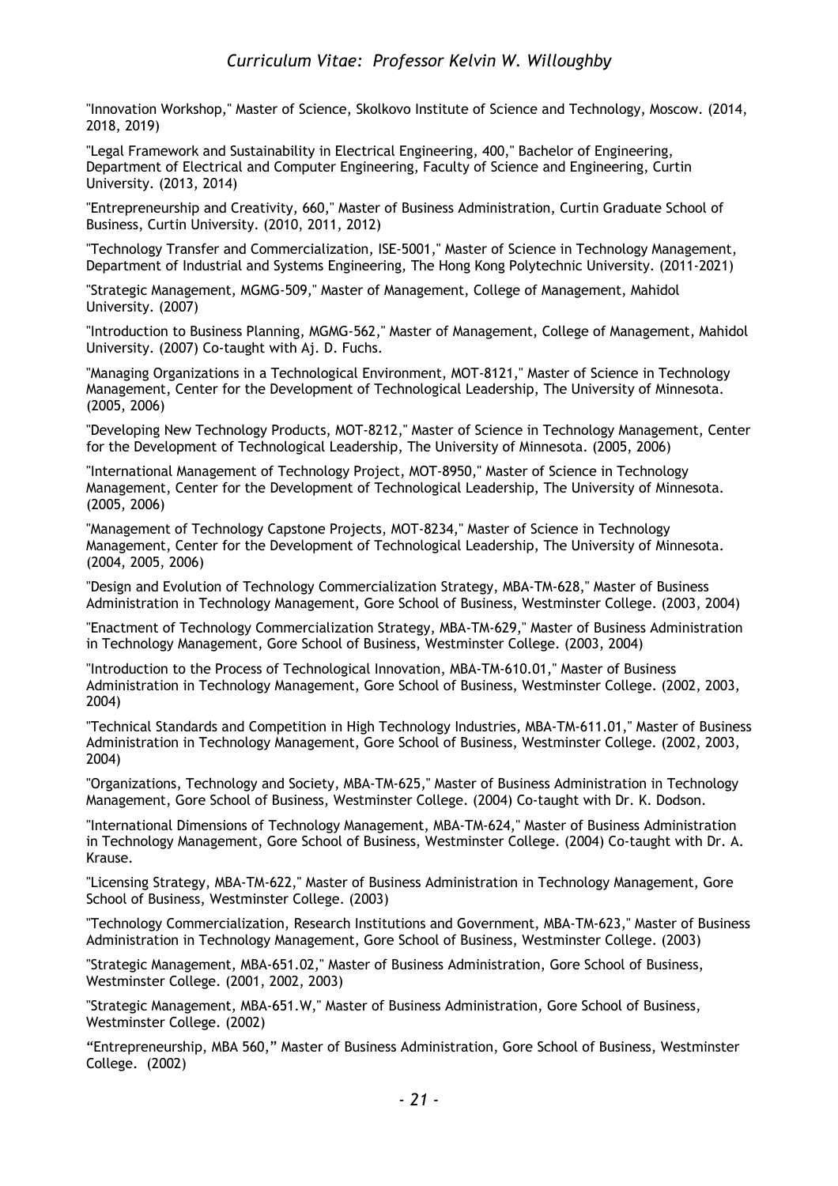"Innovation Workshop," Master of Science, Skolkovo Institute of Science and Technology, Moscow. (2014, 2018, 2019)

"Legal Framework and Sustainability in Electrical Engineering, 400," Bachelor of Engineering, Department of Electrical and Computer Engineering, Faculty of Science and Engineering, Curtin University. (2013, 2014)

"Entrepreneurship and Creativity, 660," Master of Business Administration, Curtin Graduate School of Business, Curtin University. (2010, 2011, 2012)

"Technology Transfer and Commercialization, ISE-5001," Master of Science in Technology Management, Department of Industrial and Systems Engineering, The Hong Kong Polytechnic University. (2011-2021)

"Strategic Management, MGMG-509," Master of Management, College of Management, Mahidol University. (2007)

"Introduction to Business Planning, MGMG-562," Master of Management, College of Management, Mahidol University. (2007) Co-taught with Aj. D. Fuchs.

"Managing Organizations in a Technological Environment, MOT-8121," Master of Science in Technology Management, Center for the Development of Technological Leadership, The University of Minnesota. (2005, 2006)

"Developing New Technology Products, MOT-8212," Master of Science in Technology Management, Center for the Development of Technological Leadership, The University of Minnesota. (2005, 2006)

"International Management of Technology Project, MOT-8950," Master of Science in Technology Management, Center for the Development of Technological Leadership, The University of Minnesota. (2005, 2006)

"Management of Technology Capstone Projects, MOT-8234," Master of Science in Technology Management, Center for the Development of Technological Leadership, The University of Minnesota. (2004, 2005, 2006)

"Design and Evolution of Technology Commercialization Strategy, MBA-TM-628," Master of Business Administration in Technology Management, Gore School of Business, Westminster College. (2003, 2004)

"Enactment of Technology Commercialization Strategy, MBA-TM-629," Master of Business Administration in Technology Management, Gore School of Business, Westminster College. (2003, 2004)

"Introduction to the Process of Technological Innovation, MBA-TM-610.01," Master of Business Administration in Technology Management, Gore School of Business, Westminster College. (2002, 2003, 2004)

"Technical Standards and Competition in High Technology Industries, MBA-TM-611.01," Master of Business Administration in Technology Management, Gore School of Business, Westminster College. (2002, 2003, 2004)

"Organizations, Technology and Society, MBA-TM-625," Master of Business Administration in Technology Management, Gore School of Business, Westminster College. (2004) Co-taught with Dr. K. Dodson.

"International Dimensions of Technology Management, MBA-TM-624," Master of Business Administration in Technology Management, Gore School of Business, Westminster College. (2004) Co-taught with Dr. A. Krause.

"Licensing Strategy, MBA-TM-622," Master of Business Administration in Technology Management, Gore School of Business, Westminster College. (2003)

"Technology Commercialization, Research Institutions and Government, MBA-TM-623," Master of Business Administration in Technology Management, Gore School of Business, Westminster College. (2003)

"Strategic Management, MBA-651.02," Master of Business Administration, Gore School of Business, Westminster College. (2001, 2002, 2003)

"Strategic Management, MBA-651.W," Master of Business Administration, Gore School of Business, Westminster College. (2002)

"Entrepreneurship, MBA 560," Master of Business Administration, Gore School of Business, Westminster College. (2002)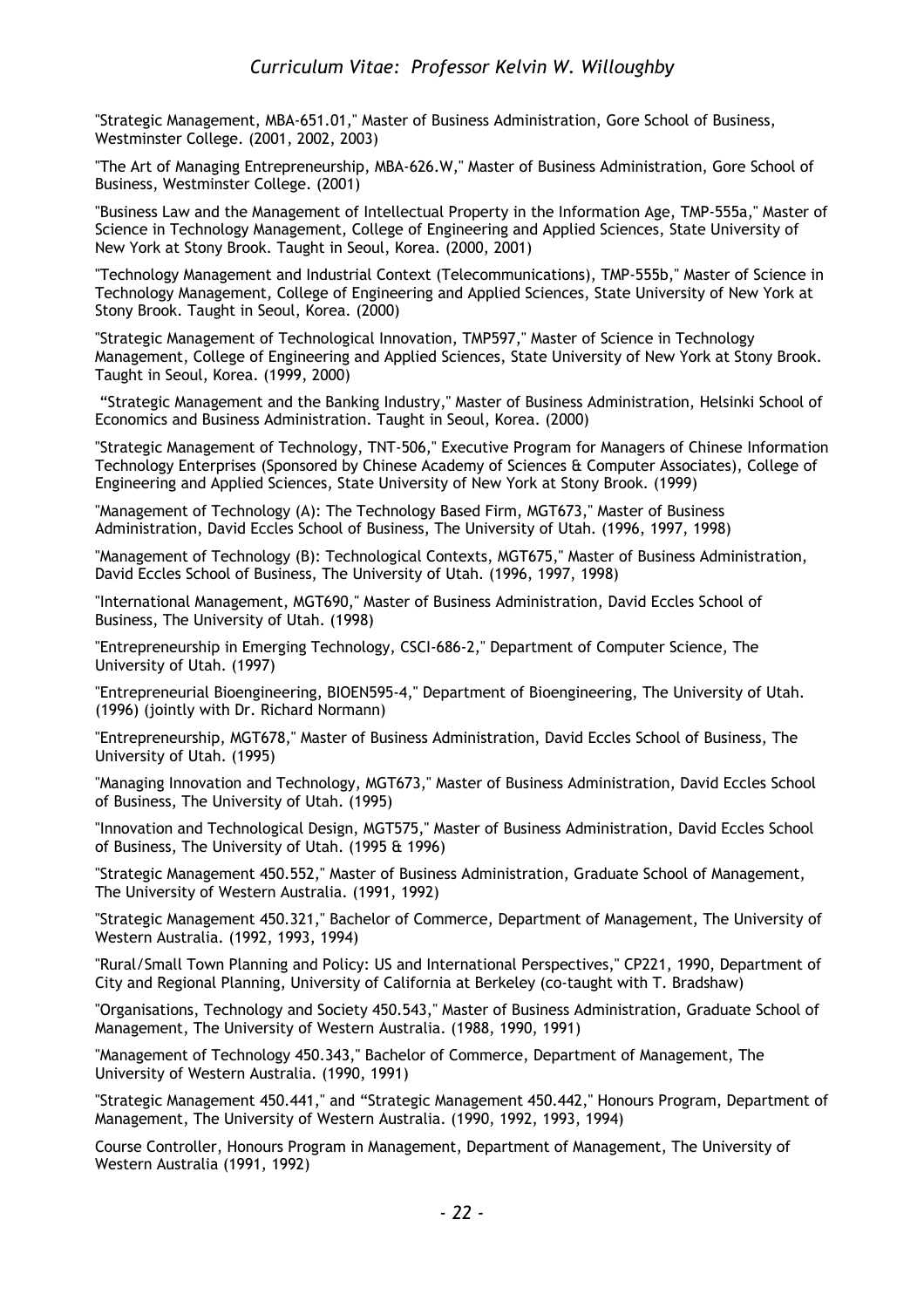"Strategic Management, MBA-651.01," Master of Business Administration, Gore School of Business, Westminster College. (2001, 2002, 2003)

"The Art of Managing Entrepreneurship, MBA-626.W," Master of Business Administration, Gore School of Business, Westminster College. (2001)

"Business Law and the Management of Intellectual Property in the Information Age, TMP-555a," Master of Science in Technology Management, College of Engineering and Applied Sciences, State University of New York at Stony Brook. Taught in Seoul, Korea. (2000, 2001)

"Technology Management and Industrial Context (Telecommunications), TMP-555b," Master of Science in Technology Management, College of Engineering and Applied Sciences, State University of New York at Stony Brook. Taught in Seoul, Korea. (2000)

"Strategic Management of Technological Innovation, TMP597," Master of Science in Technology Management, College of Engineering and Applied Sciences, State University of New York at Stony Brook. Taught in Seoul, Korea. (1999, 2000)

"Strategic Management and the Banking Industry," Master of Business Administration, Helsinki School of Economics and Business Administration. Taught in Seoul, Korea. (2000)

"Strategic Management of Technology, TNT-506," Executive Program for Managers of Chinese Information Technology Enterprises (Sponsored by Chinese Academy of Sciences & Computer Associates), College of Engineering and Applied Sciences, State University of New York at Stony Brook. (1999)

"Management of Technology (A): The Technology Based Firm, MGT673," Master of Business Administration, David Eccles School of Business, The University of Utah. (1996, 1997, 1998)

"Management of Technology (B): Technological Contexts, MGT675," Master of Business Administration, David Eccles School of Business, The University of Utah. (1996, 1997, 1998)

"International Management, MGT690," Master of Business Administration, David Eccles School of Business, The University of Utah. (1998)

"Entrepreneurship in Emerging Technology, CSCI-686-2," Department of Computer Science, The University of Utah. (1997)

"Entrepreneurial Bioengineering, BIOEN595-4," Department of Bioengineering, The University of Utah. (1996) (jointly with Dr. Richard Normann)

"Entrepreneurship, MGT678," Master of Business Administration, David Eccles School of Business, The University of Utah. (1995)

"Managing Innovation and Technology, MGT673," Master of Business Administration, David Eccles School of Business, The University of Utah. (1995)

"Innovation and Technological Design, MGT575," Master of Business Administration, David Eccles School of Business, The University of Utah. (1995 & 1996)

"Strategic Management 450.552," Master of Business Administration, Graduate School of Management, The University of Western Australia. (1991, 1992)

"Strategic Management 450.321," Bachelor of Commerce, Department of Management, The University of Western Australia. (1992, 1993, 1994)

"Rural/Small Town Planning and Policy: US and International Perspectives," CP221, 1990, Department of City and Regional Planning, University of California at Berkeley (co-taught with T. Bradshaw)

"Organisations, Technology and Society 450.543," Master of Business Administration, Graduate School of Management, The University of Western Australia. (1988, 1990, 1991)

"Management of Technology 450.343," Bachelor of Commerce, Department of Management, The University of Western Australia. (1990, 1991)

"Strategic Management 450.441," and "Strategic Management 450.442," Honours Program, Department of Management, The University of Western Australia. (1990, 1992, 1993, 1994)

Course Controller, Honours Program in Management, Department of Management, The University of Western Australia (1991, 1992)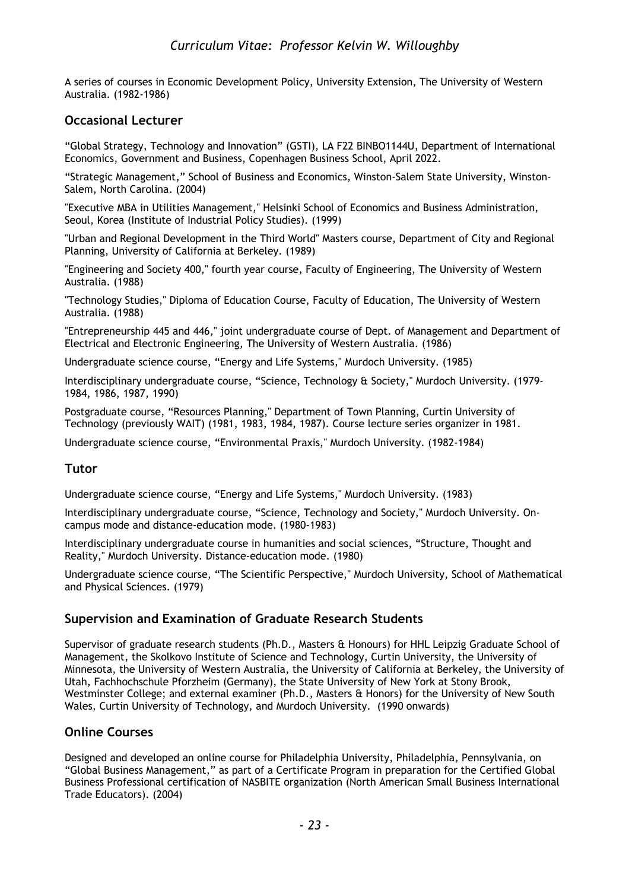A series of courses in Economic Development Policy, University Extension, The University of Western Australia. (1982-1986)

## Occasional Lecturer

“Global Strategy, Technology and Innovation” (GSTI), LA F22 BINBO1144U, Department of International Economics, Government and Business, Copenhagen Business School, April 2022.

“Strategic Management,” School of Business and Economics, Winston-Salem State University, Winston-Salem, North Carolina. (2004)

"Executive MBA in Utilities Management," Helsinki School of Economics and Business Administration, Seoul, Korea (Institute of Industrial Policy Studies). (1999)

"Urban and Regional Development in the Third World" Masters course, Department of City and Regional Planning, University of California at Berkeley. (1989)

"Engineering and Society 400," fourth year course, Faculty of Engineering, The University of Western Australia. (1988)

"Technology Studies," Diploma of Education Course, Faculty of Education, The University of Western Australia. (1988)

"Entrepreneurship 445 and 446," joint undergraduate course of Dept. of Management and Department of Electrical and Electronic Engineering, The University of Western Australia. (1986)

Undergraduate science course, “Energy and Life Systems," Murdoch University. (1985)

Interdisciplinary undergraduate course, “Science, Technology & Society," Murdoch University. (1979-1984, 1986, 1987, 1990)

Postgraduate course, “Resources Planning," Department of Town Planning, Curtin University of Technology (previously WAIT) (1981, 1983, 1984, 1987). Course lecture series organizer in 1981.

Undergraduate science course, “Environmental Praxis," Murdoch University. (1982-1984)

## Tutor

Undergraduate science course, “Energy and Life Systems," Murdoch University. (1983)

Interdisciplinary undergraduate course, “Science, Technology and Society," Murdoch University. On-campus mode and distance-education mode. (1980-1983)

Interdisciplinary undergraduate course in humanities and social sciences, “Structure, Thought and Reality," Murdoch University. Distance-education mode. (1980)

Undergraduate science course, “The Scientific Perspective," Murdoch University, School of Mathematical and Physical Sciences. (1979)

## Supervision and Examination of Graduate Research Students

Supervisor of graduate research students (Ph.D., Masters & Honours) for HHL Leipzig Graduate School of Management, the Skolkovo Institute of Science and Technology, Curtin University, the University of Minnesota, the University of Western Australia, the University of California at Berkeley, the University of Utah, Fachhochschule Pforzheim (Germany), the State University of New York at Stony Brook, Westminster College; and external examiner (Ph.D., Masters & Honors) for the University of New South Wales, Curtin University of Technology, and Murdoch University. (1990 onwards)

## Online Courses

Designed and developed an online course for Philadelphia University, Philadelphia, Pennsylvania, on “Global Business Management,” as part of a Certificate Program in preparation for the Certified Global Business Professional certification of NASBITE organization (North American Small Business International Trade Educators). (2004)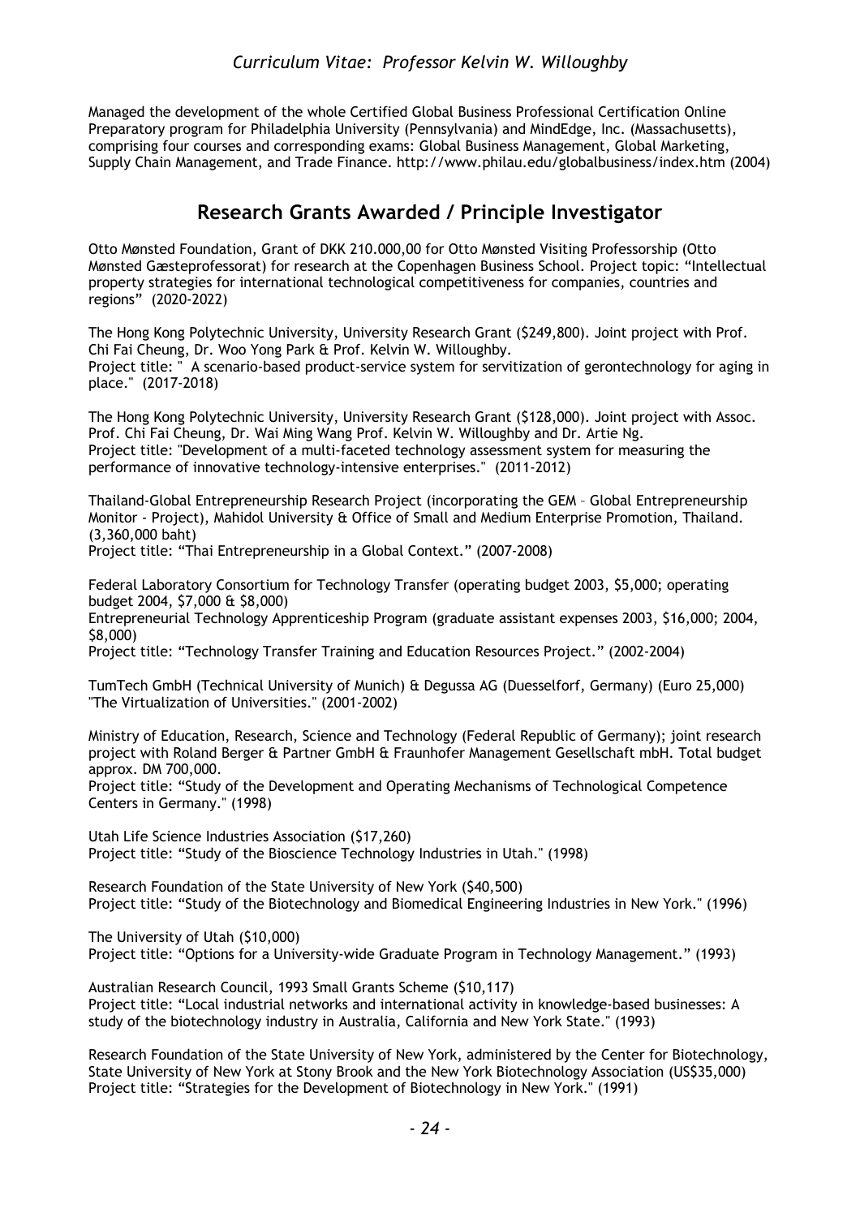Managed the development of the whole Certified Global Business Professional Certification Online Preparatory program for Philadelphia University (Pennsylvania) and MindEdge, Inc. (Massachusetts), comprising four courses and corresponding exams: Global Business Management, Global Marketing, Supply Chain Management, and Trade Finance. http://www.philau.edu/globalbusiness/index.htm (2004)

## Research Grants Awarded / Principle Investigator

Otto Mønsted Foundation, Grant of DKK 210.000,00 for Otto Mønsted Visiting Professorship (Otto Mønsted Gæsteprofessorat) for research at the Copenhagen Business School. Project topic: "Intellectual property strategies for international technological competitiveness for companies, countries and regions" (2020-2022)

The Hong Kong Polytechnic University, University Research Grant ($249,800). Joint project with Prof. Chi Fai Cheung, Dr. Woo Yong Park & Prof. Kelvin W. Willoughby.
Project title: " A scenario-based product-service system for servitization of gerontechnology for aging in place." (2017-2018)

The Hong Kong Polytechnic University, University Research Grant ($128,000). Joint project with Assoc. Prof. Chi Fai Cheung, Dr. Wai Ming Wang Prof. Kelvin W. Willoughby and Dr. Artie Ng.
Project title: "Development of a multi-faceted technology assessment system for measuring the performance of innovative technology-intensive enterprises." (2011-2012)

Thailand-Global Entrepreneurship Research Project (incorporating the GEM – Global Entrepreneurship Monitor - Project), Mahidol University & Office of Small and Medium Enterprise Promotion, Thailand. (3,360,000 baht)
Project title: "Thai Entrepreneurship in a Global Context." (2007-2008)

Federal Laboratory Consortium for Technology Transfer (operating budget 2003, $5,000; operating budget 2004, $7,000 & $8,000)
Entrepreneurial Technology Apprenticeship Program (graduate assistant expenses 2003, $16,000; 2004, $8,000)
Project title: "Technology Transfer Training and Education Resources Project." (2002-2004)

TumTech GmbH (Technical University of Munich) & Degussa AG (Duesselforf, Germany) (Euro 25,000)
"The Virtualization of Universities." (2001-2002)

Ministry of Education, Research, Science and Technology (Federal Republic of Germany); joint research project with Roland Berger & Partner GmbH & Fraunhofer Management Gesellschaft mbH. Total budget approx. DM 700,000.
Project title: "Study of the Development and Operating Mechanisms of Technological Competence Centers in Germany." (1998)

Utah Life Science Industries Association ($17,260)
Project title: "Study of the Bioscience Technology Industries in Utah." (1998)

Research Foundation of the State University of New York ($40,500)
Project title: "Study of the Biotechnology and Biomedical Engineering Industries in New York." (1996)

The University of Utah ($10,000)
Project title: "Options for a University-wide Graduate Program in Technology Management." (1993)

Australian Research Council, 1993 Small Grants Scheme ($10,117)
Project title: "Local industrial networks and international activity in knowledge-based businesses: A study of the biotechnology industry in Australia, California and New York State." (1993)

Research Foundation of the State University of New York, administered by the Center for Biotechnology, State University of New York at Stony Brook and the New York Biotechnology Association (US$35,000)
Project title: "Strategies for the Development of Biotechnology in New York." (1991)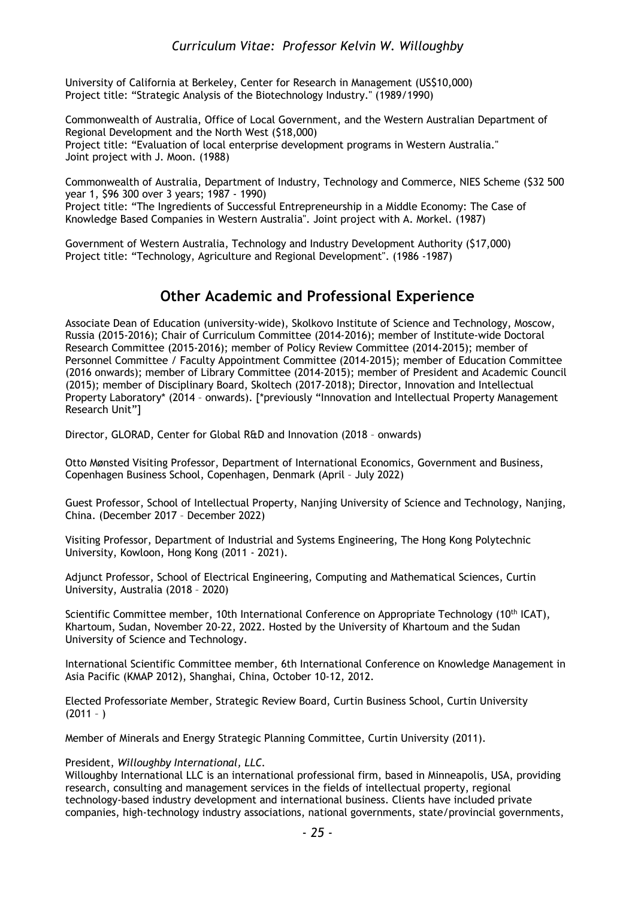University of California at Berkeley, Center for Research in Management (US$10,000)
Project title: "Strategic Analysis of the Biotechnology Industry." (1989/1990)

Commonwealth of Australia, Office of Local Government, and the Western Australian Department of Regional Development and the North West ($18,000)
Project title: "Evaluation of local enterprise development programs in Western Australia."
Joint project with J. Moon. (1988)

Commonwealth of Australia, Department of Industry, Technology and Commerce, NIES Scheme ($32 500 year 1, $96 300 over 3 years; 1987 - 1990)
Project title: "The Ingredients of Successful Entrepreneurship in a Middle Economy: The Case of Knowledge Based Companies in Western Australia". Joint project with A. Morkel. (1987)

Government of Western Australia, Technology and Industry Development Authority ($17,000)
Project title: "Technology, Agriculture and Regional Development". (1986 -1987)

## Other Academic and Professional Experience

Associate Dean of Education (university-wide), Skolkovo Institute of Science and Technology, Moscow, Russia (2015-2016); Chair of Curriculum Committee (2014-2016); member of Institute-wide Doctoral Research Committee (2015-2016); member of Policy Review Committee (2014-2015); member of Personnel Committee / Faculty Appointment Committee (2014-2015); member of Education Committee (2016 onwards); member of Library Committee (2014-2015); member of President and Academic Council (2015); member of Disciplinary Board, Skoltech (2017-2018); Director, Innovation and Intellectual Property Laboratory* (2014 – onwards). [*previously "Innovation and Intellectual Property Management Research Unit"]

Director, GLORAD, Center for Global R&D and Innovation (2018 – onwards)

Otto Mønsted Visiting Professor, Department of International Economics, Government and Business, Copenhagen Business School, Copenhagen, Denmark (April – July 2022)

Guest Professor, School of Intellectual Property, Nanjing University of Science and Technology, Nanjing, China. (December 2017 – December 2022)

Visiting Professor, Department of Industrial and Systems Engineering, The Hong Kong Polytechnic University, Kowloon, Hong Kong (2011 - 2021).

Adjunct Professor, School of Electrical Engineering, Computing and Mathematical Sciences, Curtin University, Australia (2018 – 2020)

Scientific Committee member, 10th International Conference on Appropriate Technology (10th ICAT), Khartoum, Sudan, November 20-22, 2022. Hosted by the University of Khartoum and the Sudan University of Science and Technology.

International Scientific Committee member, 6th International Conference on Knowledge Management in Asia Pacific (KMAP 2012), Shanghai, China, October 10-12, 2012.

Elected Professoriate Member, Strategic Review Board, Curtin Business School, Curtin University (2011 – )

Member of Minerals and Energy Strategic Planning Committee, Curtin University (2011).

President, *Willoughby International, LLC*.
Willoughby International LLC is an international professional firm, based in Minneapolis, USA, providing research, consulting and management services in the fields of intellectual property, regional technology-based industry development and international business. Clients have included private companies, high-technology industry associations, national governments, state/provincial governments,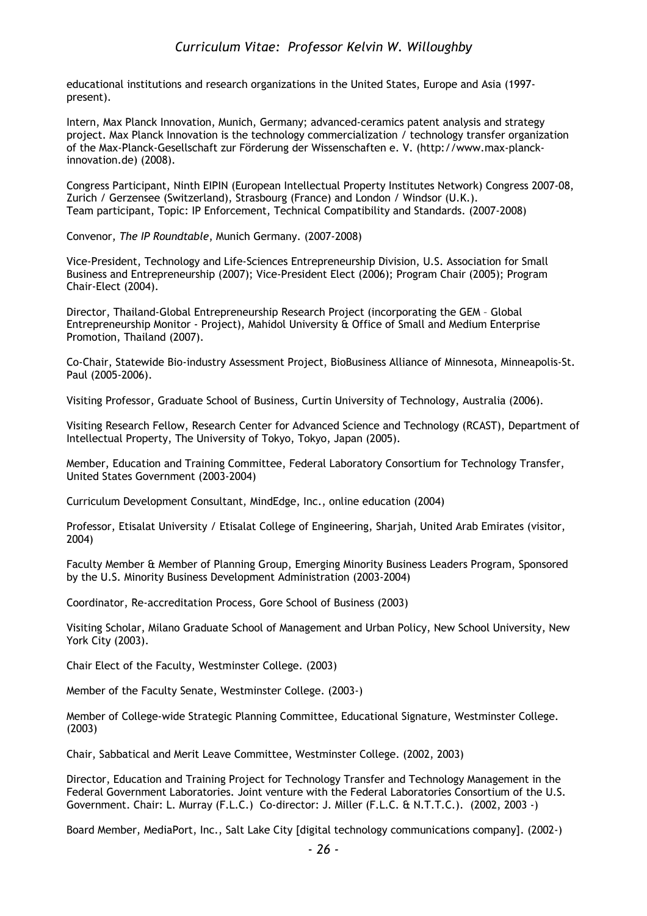educational institutions and research organizations in the United States, Europe and Asia (1997-present).

Intern, Max Planck Innovation, Munich, Germany; advanced-ceramics patent analysis and strategy project. Max Planck Innovation is the technology commercialization / technology transfer organization of the Max-Planck-Gesellschaft zur Förderung der Wissenschaften e. V. (http://www.max-planck-innovation.de) (2008).

Congress Participant, Ninth EIPIN (European Intellectual Property Institutes Network) Congress 2007-08, Zurich / Gerzensee (Switzerland), Strasbourg (France) and London / Windsor (U.K.).
Team participant, Topic: IP Enforcement, Technical Compatibility and Standards. (2007-2008)

Convenor, *The IP Roundtable*, Munich Germany. (2007-2008)

Vice-President, Technology and Life-Sciences Entrepreneurship Division, U.S. Association for Small Business and Entrepreneurship (2007); Vice-President Elect (2006); Program Chair (2005); Program Chair-Elect (2004).

Director, Thailand-Global Entrepreneurship Research Project (incorporating the GEM – Global Entrepreneurship Monitor - Project), Mahidol University & Office of Small and Medium Enterprise Promotion, Thailand (2007).

Co-Chair, Statewide Bio-industry Assessment Project, BioBusiness Alliance of Minnesota, Minneapolis-St. Paul (2005-2006).

Visiting Professor, Graduate School of Business, Curtin University of Technology, Australia (2006).

Visiting Research Fellow, Research Center for Advanced Science and Technology (RCAST), Department of Intellectual Property, The University of Tokyo, Tokyo, Japan (2005).

Member, Education and Training Committee, Federal Laboratory Consortium for Technology Transfer, United States Government (2003-2004)

Curriculum Development Consultant, MindEdge, Inc., online education (2004)

Professor, Etisalat University / Etisalat College of Engineering, Sharjah, United Arab Emirates (visitor, 2004)

Faculty Member & Member of Planning Group, Emerging Minority Business Leaders Program, Sponsored by the U.S. Minority Business Development Administration (2003-2004)

Coordinator, Re-accreditation Process, Gore School of Business (2003)

Visiting Scholar, Milano Graduate School of Management and Urban Policy, New School University, New York City (2003).

Chair Elect of the Faculty, Westminster College. (2003)

Member of the Faculty Senate, Westminster College. (2003-)

Member of College-wide Strategic Planning Committee, Educational Signature, Westminster College. (2003)

Chair, Sabbatical and Merit Leave Committee, Westminster College. (2002, 2003)

Director, Education and Training Project for Technology Transfer and Technology Management in the Federal Government Laboratories. Joint venture with the Federal Laboratories Consortium of the U.S. Government. Chair: L. Murray (F.L.C.) Co-director: J. Miller (F.L.C. & N.T.T.C.). (2002, 2003 -)

Board Member, MediaPort, Inc., Salt Lake City [digital technology communications company]. (2002-)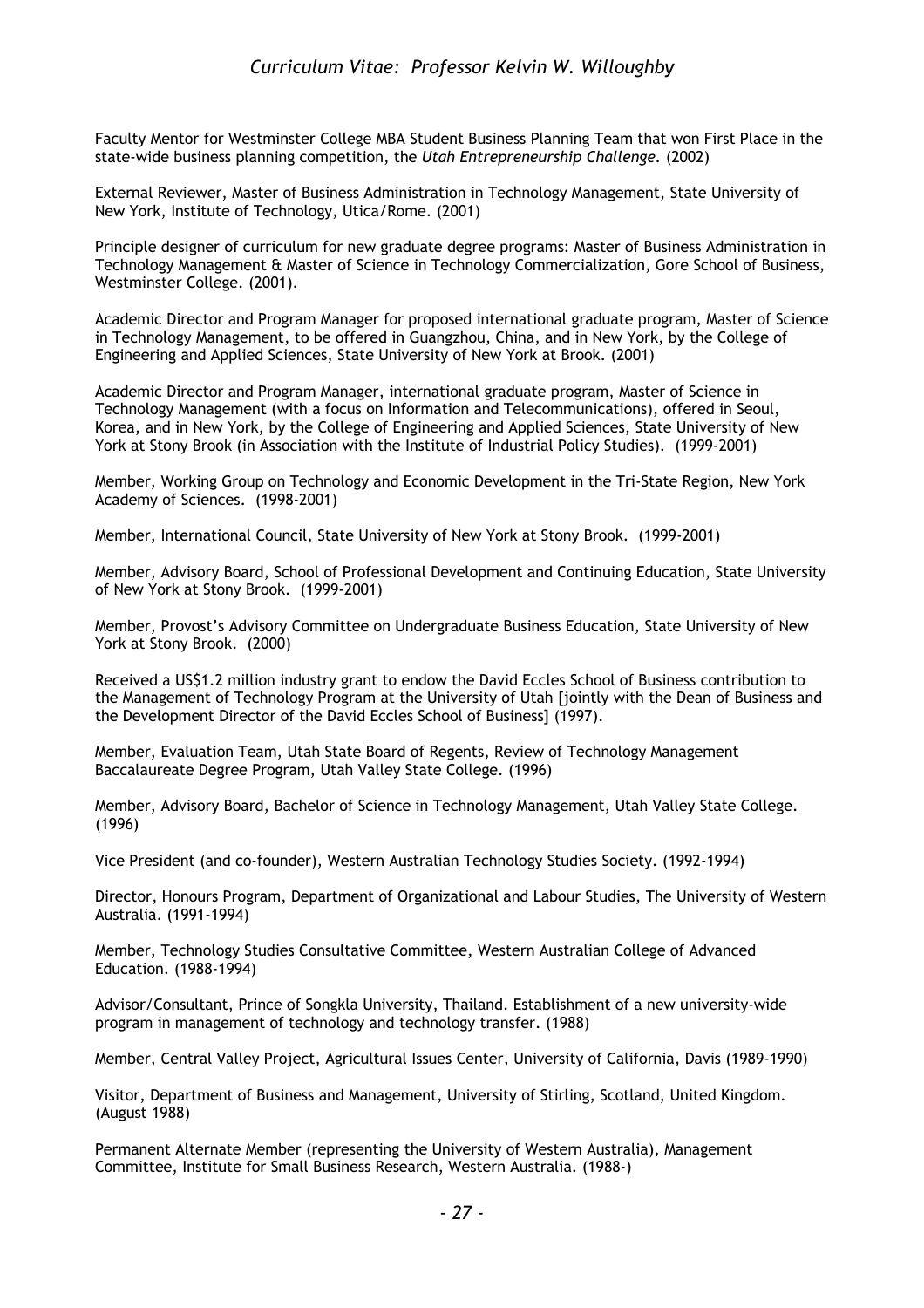Faculty Mentor for Westminster College MBA Student Business Planning Team that won First Place in the state-wide business planning competition, the *Utah Entrepreneurship Challenge*. (2002)

External Reviewer, Master of Business Administration in Technology Management, State University of New York, Institute of Technology, Utica/Rome. (2001)

Principle designer of curriculum for new graduate degree programs: Master of Business Administration in Technology Management & Master of Science in Technology Commercialization, Gore School of Business, Westminster College. (2001).

Academic Director and Program Manager for proposed international graduate program, Master of Science in Technology Management, to be offered in Guangzhou, China, and in New York, by the College of Engineering and Applied Sciences, State University of New York at Brook. (2001)

Academic Director and Program Manager, international graduate program, Master of Science in Technology Management (with a focus on Information and Telecommunications), offered in Seoul, Korea, and in New York, by the College of Engineering and Applied Sciences, State University of New York at Stony Brook (in Association with the Institute of Industrial Policy Studies). (1999-2001)

Member, Working Group on Technology and Economic Development in the Tri-State Region, New York Academy of Sciences. (1998-2001)

Member, International Council, State University of New York at Stony Brook. (1999-2001)

Member, Advisory Board, School of Professional Development and Continuing Education, State University of New York at Stony Brook. (1999-2001)

Member, Provost's Advisory Committee on Undergraduate Business Education, State University of New York at Stony Brook. (2000)

Received a US$1.2 million industry grant to endow the David Eccles School of Business contribution to the Management of Technology Program at the University of Utah [jointly with the Dean of Business and the Development Director of the David Eccles School of Business] (1997).

Member, Evaluation Team, Utah State Board of Regents, Review of Technology Management Baccalaureate Degree Program, Utah Valley State College. (1996)

Member, Advisory Board, Bachelor of Science in Technology Management, Utah Valley State College. (1996)

Vice President (and co-founder), Western Australian Technology Studies Society. (1992-1994)

Director, Honours Program, Department of Organizational and Labour Studies, The University of Western Australia. (1991-1994)

Member, Technology Studies Consultative Committee, Western Australian College of Advanced Education. (1988-1994)

Advisor/Consultant, Prince of Songkla University, Thailand. Establishment of a new university-wide program in management of technology and technology transfer. (1988)

Member, Central Valley Project, Agricultural Issues Center, University of California, Davis (1989-1990)

Visitor, Department of Business and Management, University of Stirling, Scotland, United Kingdom. (August 1988)

Permanent Alternate Member (representing the University of Western Australia), Management Committee, Institute for Small Business Research, Western Australia. (1988-)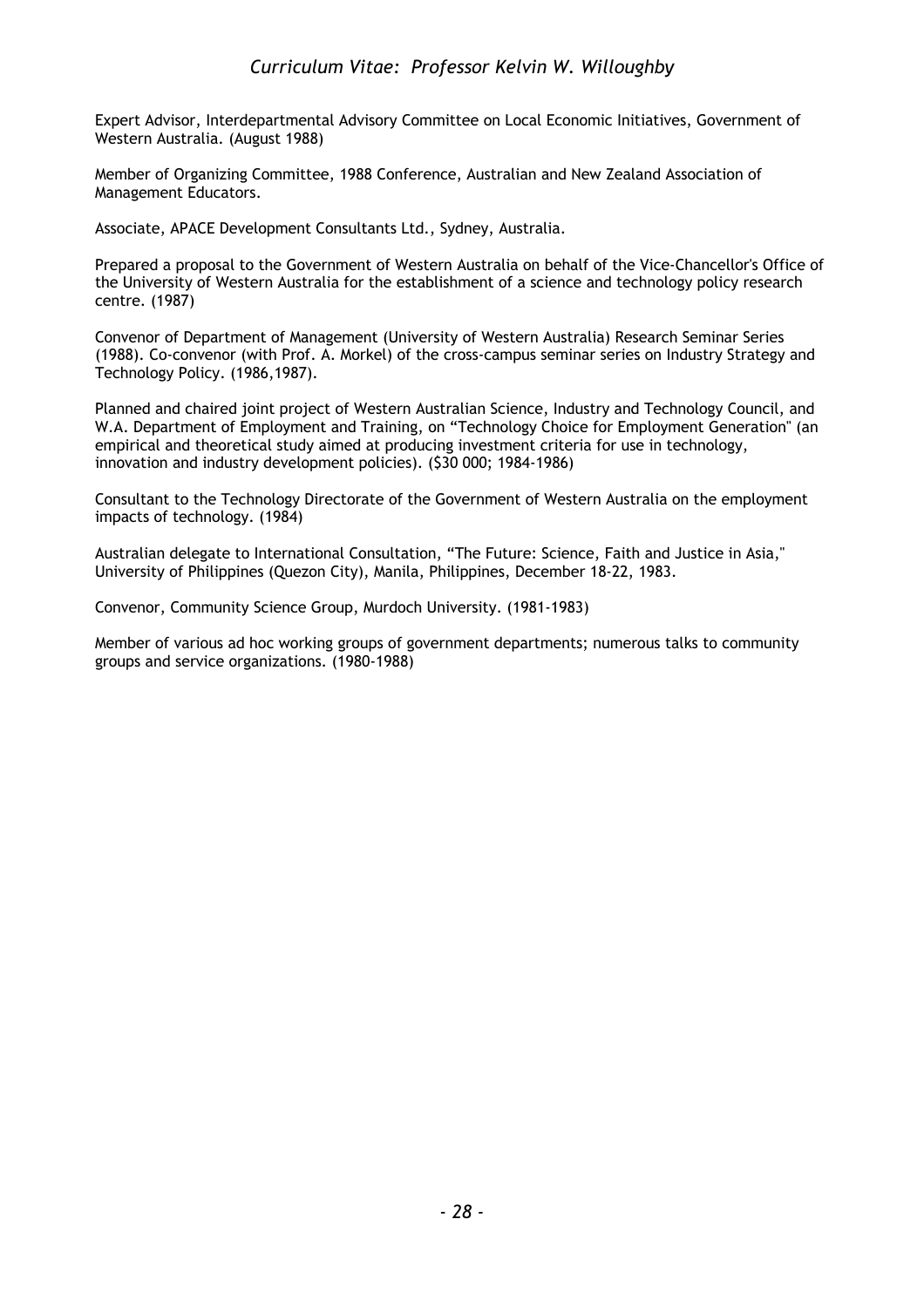Expert Advisor, Interdepartmental Advisory Committee on Local Economic Initiatives, Government of Western Australia. (August 1988)

Member of Organizing Committee, 1988 Conference, Australian and New Zealand Association of Management Educators.

Associate, APACE Development Consultants Ltd., Sydney, Australia.

Prepared a proposal to the Government of Western Australia on behalf of the Vice-Chancellor's Office of the University of Western Australia for the establishment of a science and technology policy research centre. (1987)

Convenor of Department of Management (University of Western Australia) Research Seminar Series (1988). Co-convenor (with Prof. A. Morkel) of the cross-campus seminar series on Industry Strategy and Technology Policy. (1986,1987).

Planned and chaired joint project of Western Australian Science, Industry and Technology Council, and W.A. Department of Employment and Training, on "Technology Choice for Employment Generation" (an empirical and theoretical study aimed at producing investment criteria for use in technology, innovation and industry development policies). ($30 000; 1984-1986)

Consultant to the Technology Directorate of the Government of Western Australia on the employment impacts of technology. (1984)

Australian delegate to International Consultation, "The Future: Science, Faith and Justice in Asia," University of Philippines (Quezon City), Manila, Philippines, December 18-22, 1983.

Convenor, Community Science Group, Murdoch University. (1981-1983)

Member of various ad hoc working groups of government departments; numerous talks to community groups and service organizations. (1980-1988)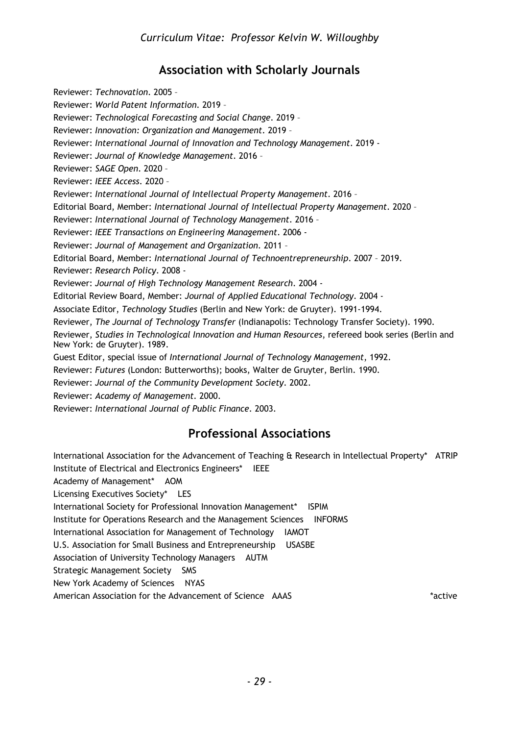## Association with Scholarly Journals

Reviewer: *Technovation*. 2005 –

Reviewer: *World Patent Information*. 2019 –

Reviewer: *Technological Forecasting and Social Change*. 2019 –

Reviewer: *Innovation: Organization and Management*. 2019 –

Reviewer: *International Journal of Innovation and Technology Management*. 2019 -

Reviewer: *Journal of Knowledge Management*. 2016 –

Reviewer: *SAGE Open*. 2020 –

Reviewer: *IEEE Access*. 2020 –

Reviewer: *International Journal of Intellectual Property Management*. 2016 –

Editorial Board, Member: *International Journal of Intellectual Property Management*. 2020 –

Reviewer: *International Journal of Technology Management*. 2016 –

Reviewer: *IEEE Transactions on Engineering Management*. 2006 -

Reviewer: *Journal of Management and Organization*. 2011 –

Editorial Board, Member: *International Journal of Technoentrepreneurship*. 2007 – 2019.

Reviewer: *Research Policy*. 2008 -

Reviewer: *Journal of High Technology Management Research*. 2004 -

Editorial Review Board, Member: *Journal of Applied Educational Technology*. 2004 -

Associate Editor, *Technology Studies* (Berlin and New York: de Gruyter). 1991-1994.

Reviewer, *The Journal of Technology Transfer* (Indianapolis: Technology Transfer Society). 1990.

Reviewer, *Studies in Technological Innovation and Human Resources*, refereed book series (Berlin and New York: de Gruyter). 1989.

Guest Editor, special issue of *International Journal of Technology Management*, 1992.

Reviewer: *Futures* (London: Butterworths); books, Walter de Gruyter, Berlin. 1990.

Reviewer: *Journal of the Community Development Society*. 2002.

Reviewer: *Academy of Management*. 2000.

Reviewer: *International Journal of Public Finance*. 2003.

## Professional Associations

International Association for the Advancement of Teaching & Research in Intellectual Property* ATRIP

Institute of Electrical and Electronics Engineers* IEEE

Academy of Management* AOM

Licensing Executives Society* LES

International Society for Professional Innovation Management* ISPIM

Institute for Operations Research and the Management Sciences INFORMS

International Association for Management of Technology IAMOT

U.S. Association for Small Business and Entrepreneurship USASBE

Association of University Technology Managers AUTM

Strategic Management Society SMS

New York Academy of Sciences NYAS

American Association for the Advancement of Science AAAS

*active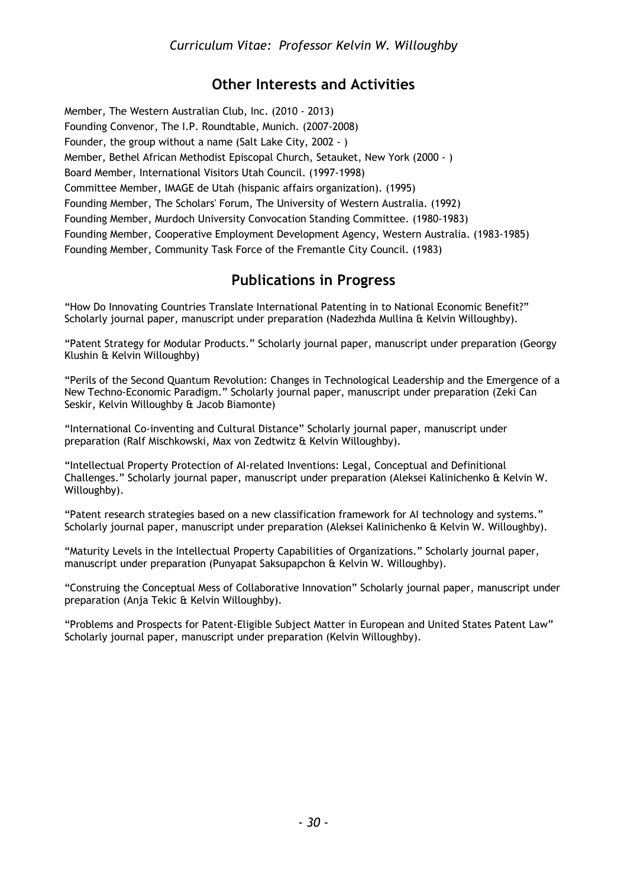## Other Interests and Activities

Member, The Western Australian Club, Inc. (2010 - 2013)
Founding Convenor, The I.P. Roundtable, Munich. (2007-2008)
Founder, the group without a name (Salt Lake City, 2002 - )
Member, Bethel African Methodist Episcopal Church, Setauket, New York (2000 - )
Board Member, International Visitors Utah Council. (1997-1998)
Committee Member, IMAGE de Utah (hispanic affairs organization). (1995)
Founding Member, The Scholars' Forum, The University of Western Australia. (1992)
Founding Member, Murdoch University Convocation Standing Committee. (1980-1983)
Founding Member, Cooperative Employment Development Agency, Western Australia. (1983-1985)
Founding Member, Community Task Force of the Fremantle City Council. (1983)

## Publications in Progress

"How Do Innovating Countries Translate International Patenting in to National Economic Benefit?" Scholarly journal paper, manuscript under preparation (Nadezhda Mullina & Kelvin Willoughby).

"Patent Strategy for Modular Products." Scholarly journal paper, manuscript under preparation (Georgy Klushin & Kelvin Willoughby)

"Perils of the Second Quantum Revolution: Changes in Technological Leadership and the Emergence of a New Techno-Economic Paradigm." Scholarly journal paper, manuscript under preparation (Zeki Can Seskir, Kelvin Willoughby & Jacob Biamonte)

"International Co-inventing and Cultural Distance" Scholarly journal paper, manuscript under preparation (Ralf Mischkowski, Max von Zedtwitz & Kelvin Willoughby).

"Intellectual Property Protection of AI-related Inventions: Legal, Conceptual and Definitional Challenges." Scholarly journal paper, manuscript under preparation (Aleksei Kalinichenko & Kelvin W. Willoughby).

"Patent research strategies based on a new classification framework for AI technology and systems." Scholarly journal paper, manuscript under preparation (Aleksei Kalinichenko & Kelvin W. Willoughby).

"Maturity Levels in the Intellectual Property Capabilities of Organizations." Scholarly journal paper, manuscript under preparation (Punyapat Saksupapchon & Kelvin W. Willoughby).

"Construing the Conceptual Mess of Collaborative Innovation" Scholarly journal paper, manuscript under preparation (Anja Tekic & Kelvin Willoughby).

"Problems and Prospects for Patent-Eligible Subject Matter in European and United States Patent Law" Scholarly journal paper, manuscript under preparation (Kelvin Willoughby).